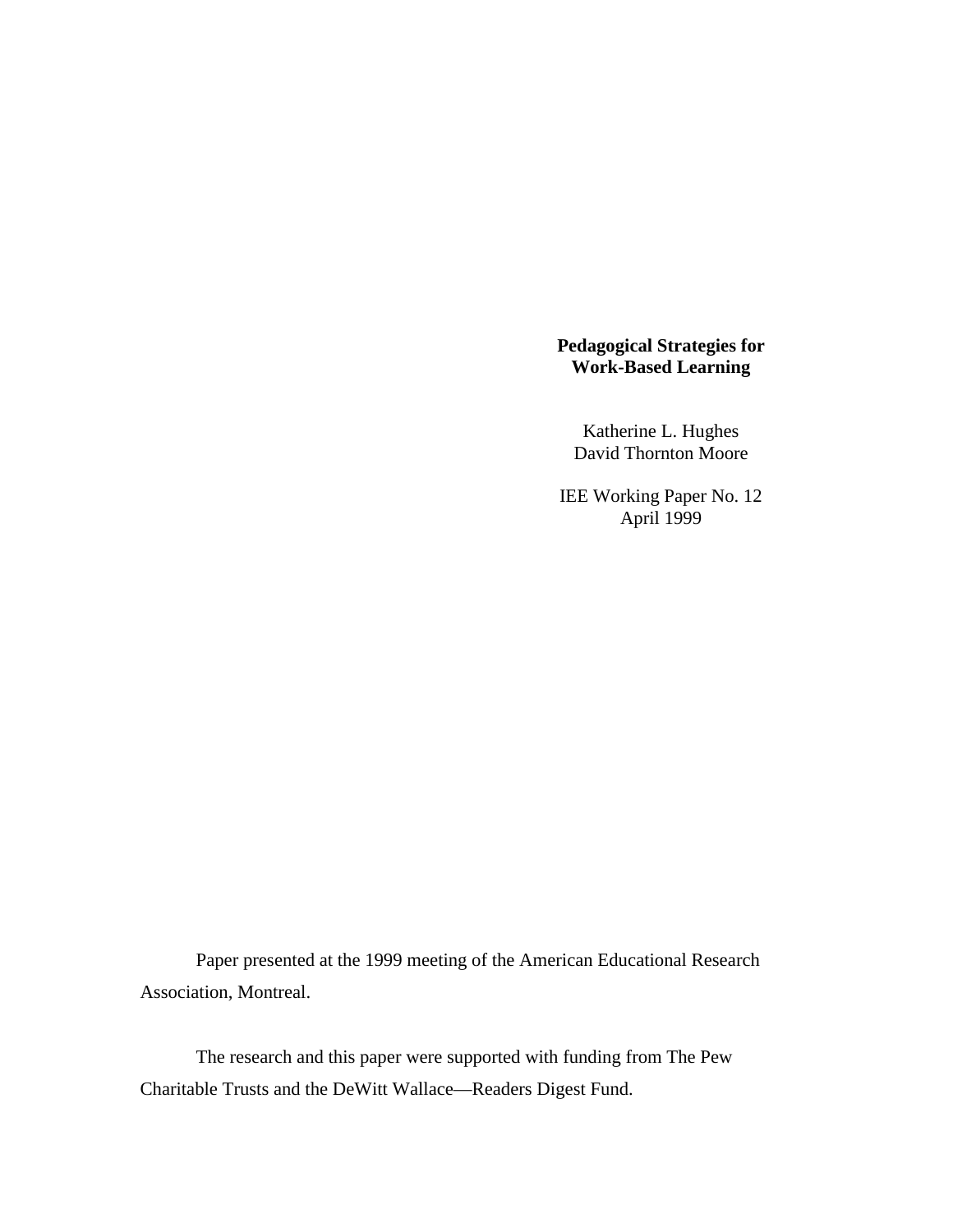# Pedagogical Strategies for Work-Based Learning

Katherine L. Hughes
David Thornton Moore

IEE Working Paper No. 12
April 1999

Paper presented at the 1999 meeting of the American Educational Research Association, Montreal.

The research and this paper were supported with funding from The Pew Charitable Trusts and the DeWitt Wallace—Readers Digest Fund.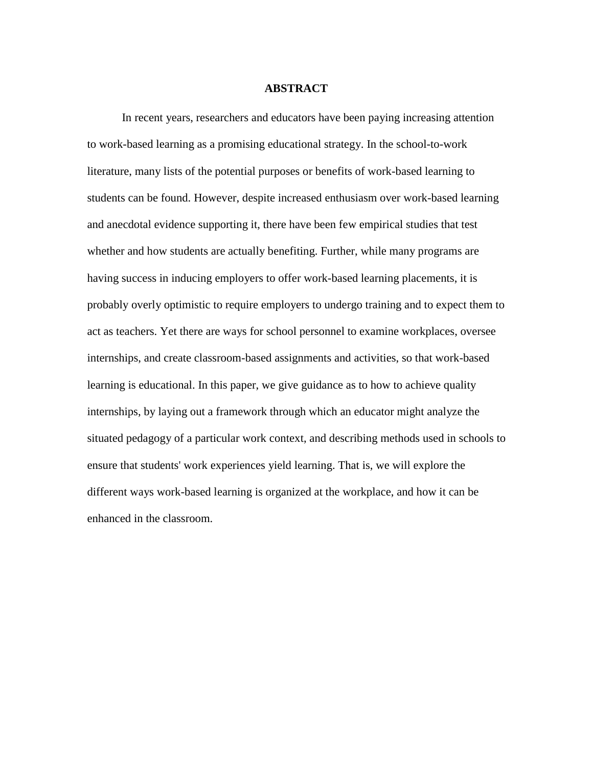# ABSTRACT

In recent years, researchers and educators have been paying increasing attention to work-based learning as a promising educational strategy. In the school-to-work literature, many lists of the potential purposes or benefits of work-based learning to students can be found. However, despite increased enthusiasm over work-based learning and anecdotal evidence supporting it, there have been few empirical studies that test whether and how students are actually benefiting. Further, while many programs are having success in inducing employers to offer work-based learning placements, it is probably overly optimistic to require employers to undergo training and to expect them to act as teachers. Yet there are ways for school personnel to examine workplaces, oversee internships, and create classroom-based assignments and activities, so that work-based learning is educational. In this paper, we give guidance as to how to achieve quality internships, by laying out a framework through which an educator might analyze the situated pedagogy of a particular work context, and describing methods used in schools to ensure that students' work experiences yield learning. That is, we will explore the different ways work-based learning is organized at the workplace, and how it can be enhanced in the classroom.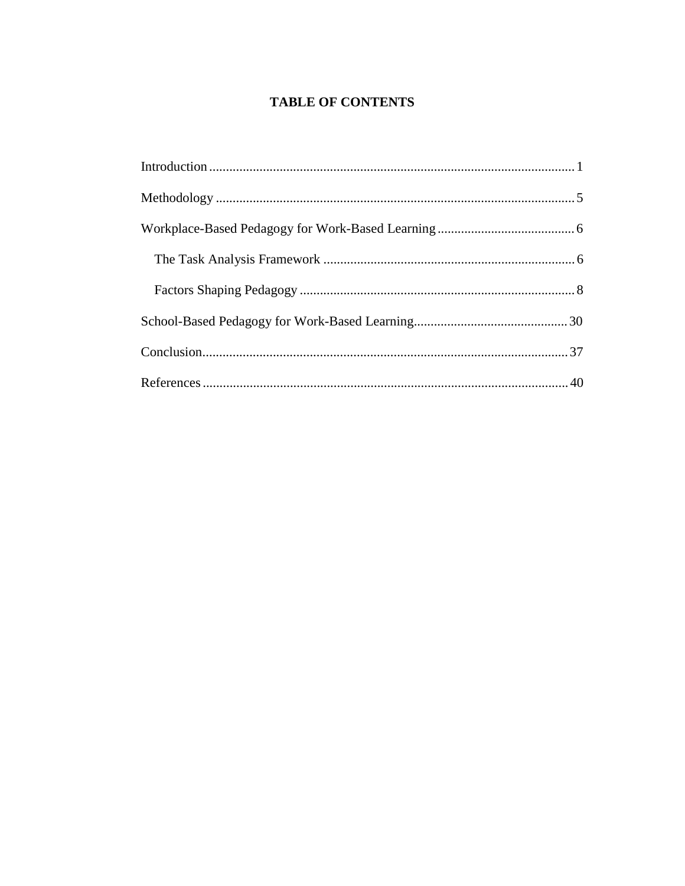# TABLE OF CONTENTS

Introduction ........................................................................................................... 1

Methodology .......................................................................................................... 5

Workplace-Based Pedagogy for Work-Based Learning ......................................... 6

  The Task Analysis Framework ........................................................................... 6

  Factors Shaping Pedagogy ................................................................................. 8

School-Based Pedagogy for Work-Based Learning.............................................. 30

Conclusion............................................................................................................ 37

References ............................................................................................................ 40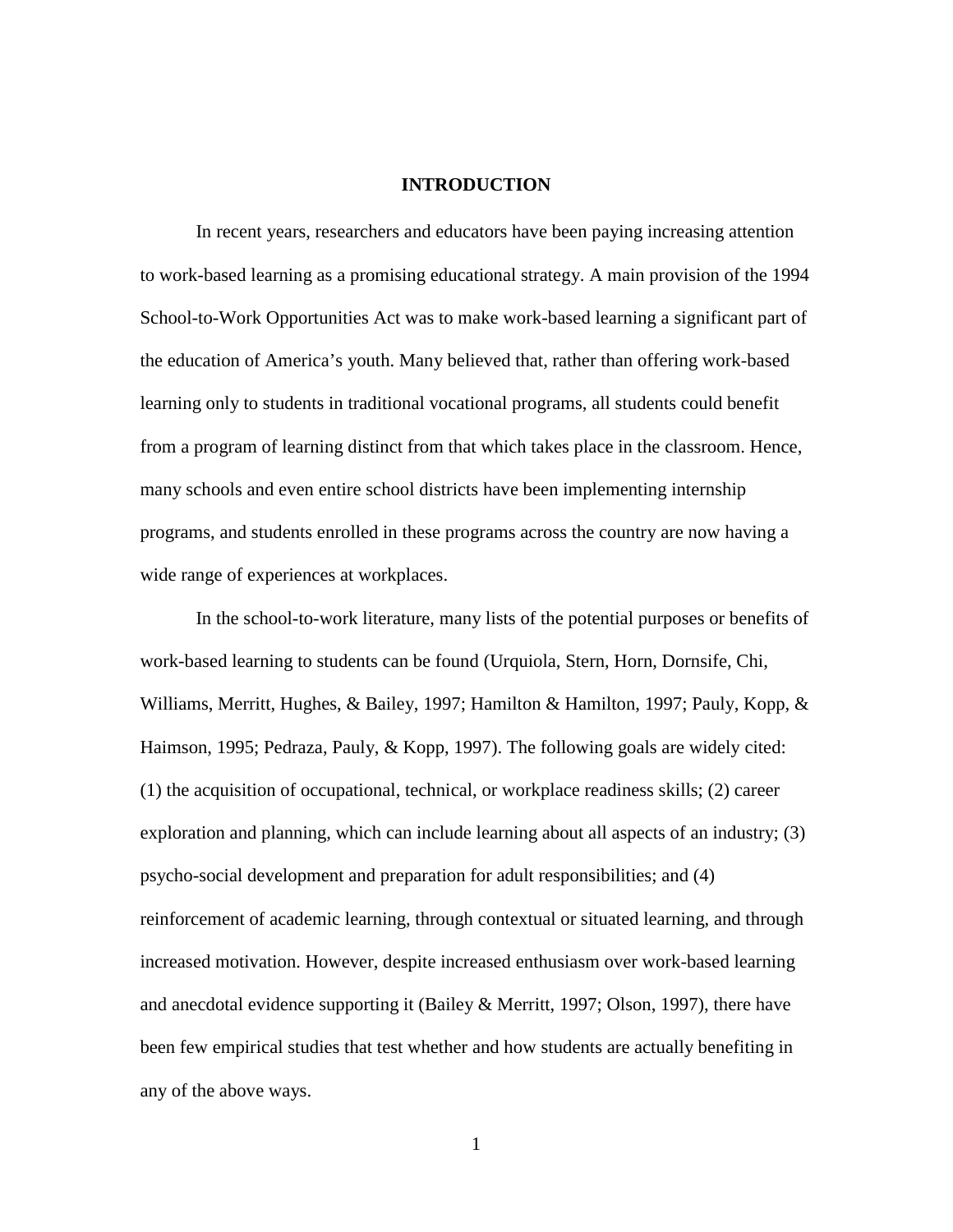# INTRODUCTION

In recent years, researchers and educators have been paying increasing attention to work-based learning as a promising educational strategy. A main provision of the 1994 School-to-Work Opportunities Act was to make work-based learning a significant part of the education of America's youth. Many believed that, rather than offering work-based learning only to students in traditional vocational programs, all students could benefit from a program of learning distinct from that which takes place in the classroom. Hence, many schools and even entire school districts have been implementing internship programs, and students enrolled in these programs across the country are now having a wide range of experiences at workplaces.

In the school-to-work literature, many lists of the potential purposes or benefits of work-based learning to students can be found (Urquiola, Stern, Horn, Dornsife, Chi, Williams, Merritt, Hughes, & Bailey, 1997; Hamilton & Hamilton, 1997; Pauly, Kopp, & Haimson, 1995; Pedraza, Pauly, & Kopp, 1997). The following goals are widely cited: (1) the acquisition of occupational, technical, or workplace readiness skills; (2) career exploration and planning, which can include learning about all aspects of an industry; (3) psycho-social development and preparation for adult responsibilities; and (4) reinforcement of academic learning, through contextual or situated learning, and through increased motivation. However, despite increased enthusiasm over work-based learning and anecdotal evidence supporting it (Bailey & Merritt, 1997; Olson, 1997), there have been few empirical studies that test whether and how students are actually benefiting in any of the above ways.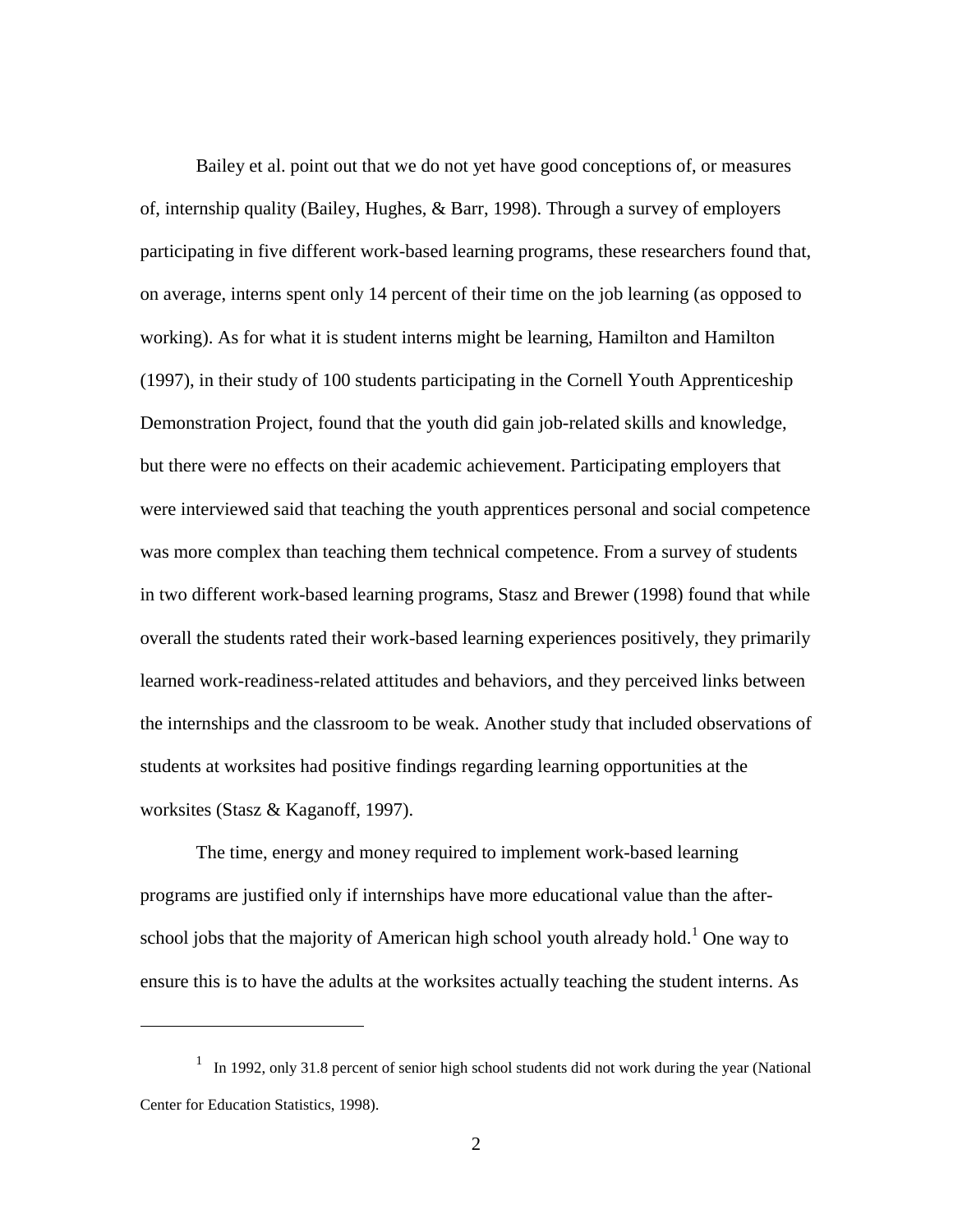Bailey et al. point out that we do not yet have good conceptions of, or measures of, internship quality (Bailey, Hughes, & Barr, 1998). Through a survey of employers participating in five different work-based learning programs, these researchers found that, on average, interns spent only 14 percent of their time on the job learning (as opposed to working). As for what it is student interns might be learning, Hamilton and Hamilton (1997), in their study of 100 students participating in the Cornell Youth Apprenticeship Demonstration Project, found that the youth did gain job-related skills and knowledge, but there were no effects on their academic achievement. Participating employers that were interviewed said that teaching the youth apprentices personal and social competence was more complex than teaching them technical competence. From a survey of students in two different work-based learning programs, Stasz and Brewer (1998) found that while overall the students rated their work-based learning experiences positively, they primarily learned work-readiness-related attitudes and behaviors, and they perceived links between the internships and the classroom to be weak. Another study that included observations of students at worksites had positive findings regarding learning opportunities at the worksites (Stasz & Kaganoff, 1997).

The time, energy and money required to implement work-based learning programs are justified only if internships have more educational value than the after-school jobs that the majority of American high school youth already hold.[1] One way to ensure this is to have the adults at the worksites actually teaching the student interns. As

---

[1] In 1992, only 31.8 percent of senior high school students did not work during the year (National Center for Education Statistics, 1998).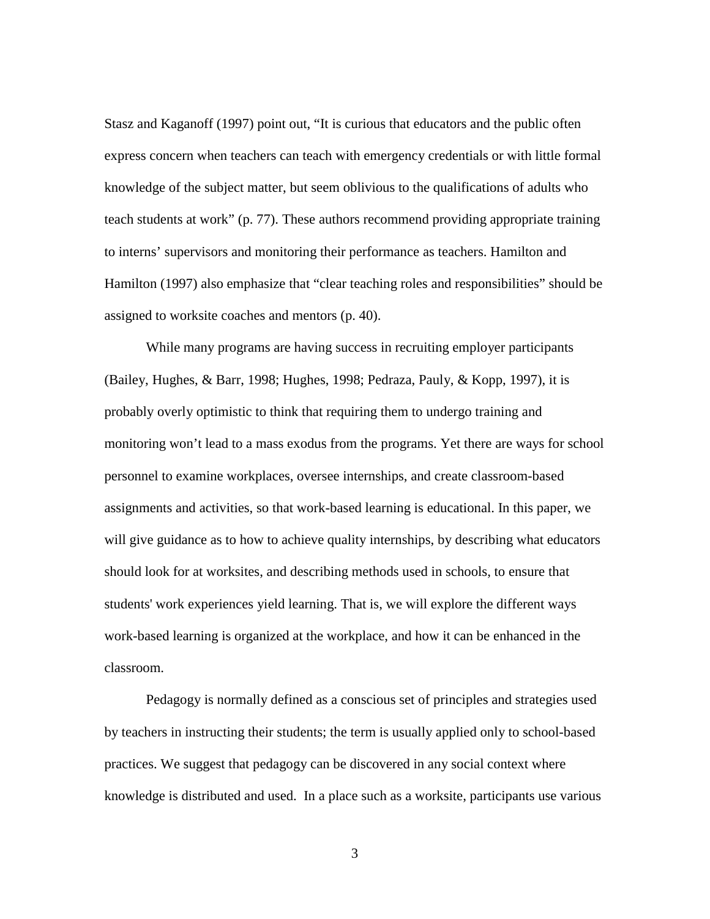Stasz and Kaganoff (1997) point out, "It is curious that educators and the public often express concern when teachers can teach with emergency credentials or with little formal knowledge of the subject matter, but seem oblivious to the qualifications of adults who teach students at work" (p. 77). These authors recommend providing appropriate training to interns' supervisors and monitoring their performance as teachers. Hamilton and Hamilton (1997) also emphasize that "clear teaching roles and responsibilities" should be assigned to worksite coaches and mentors (p. 40).

While many programs are having success in recruiting employer participants (Bailey, Hughes, & Barr, 1998; Hughes, 1998; Pedraza, Pauly, & Kopp, 1997), it is probably overly optimistic to think that requiring them to undergo training and monitoring won't lead to a mass exodus from the programs. Yet there are ways for school personnel to examine workplaces, oversee internships, and create classroom-based assignments and activities, so that work-based learning is educational. In this paper, we will give guidance as to how to achieve quality internships, by describing what educators should look for at worksites, and describing methods used in schools, to ensure that students' work experiences yield learning. That is, we will explore the different ways work-based learning is organized at the workplace, and how it can be enhanced in the classroom.

Pedagogy is normally defined as a conscious set of principles and strategies used by teachers in instructing their students; the term is usually applied only to school-based practices. We suggest that pedagogy can be discovered in any social context where knowledge is distributed and used. In a place such as a worksite, participants use various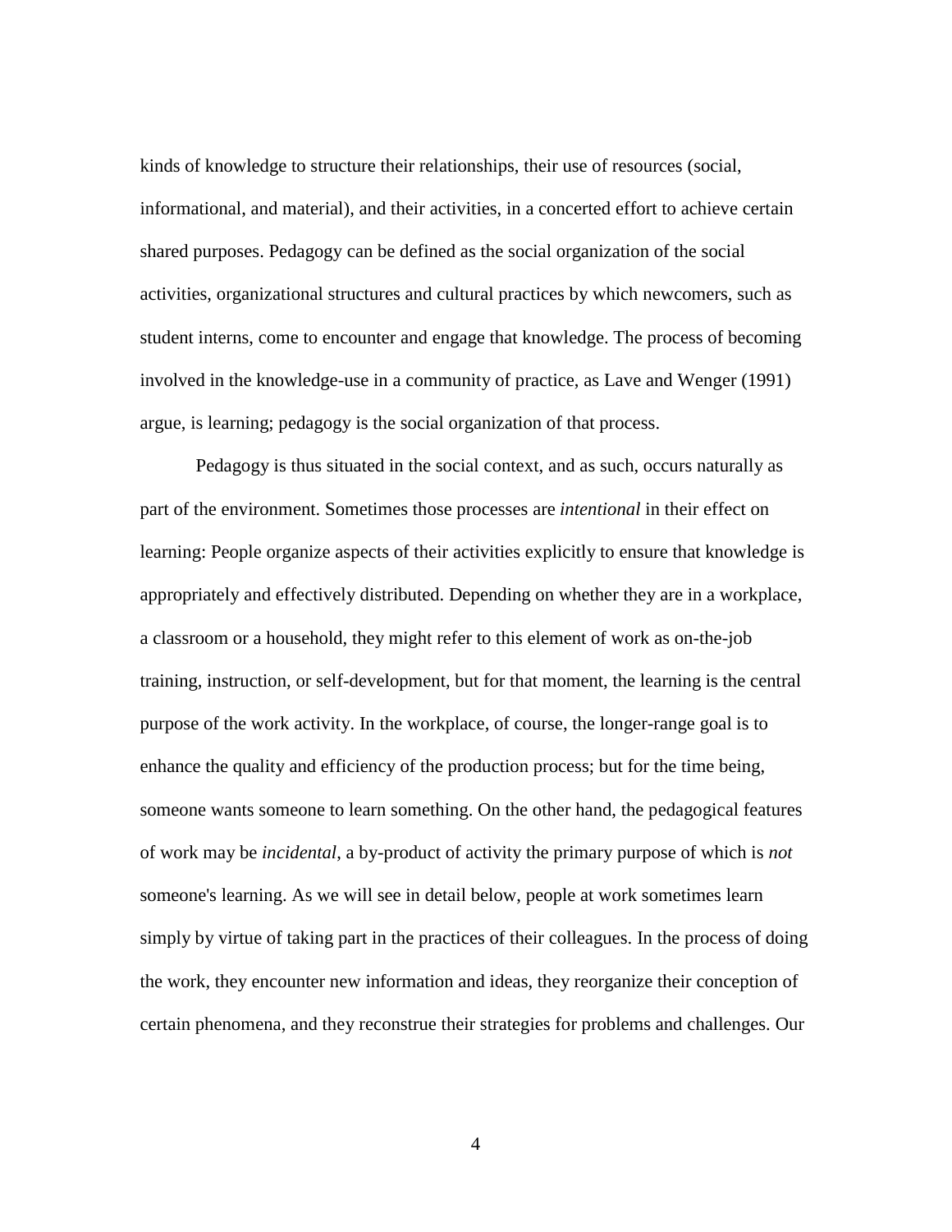kinds of knowledge to structure their relationships, their use of resources (social, informational, and material), and their activities, in a concerted effort to achieve certain shared purposes. Pedagogy can be defined as the social organization of the social activities, organizational structures and cultural practices by which newcomers, such as student interns, come to encounter and engage that knowledge. The process of becoming involved in the knowledge-use in a community of practice, as Lave and Wenger (1991) argue, is learning; pedagogy is the social organization of that process.

Pedagogy is thus situated in the social context, and as such, occurs naturally as part of the environment. Sometimes those processes are *intentional* in their effect on learning: People organize aspects of their activities explicitly to ensure that knowledge is appropriately and effectively distributed. Depending on whether they are in a workplace, a classroom or a household, they might refer to this element of work as on-the-job training, instruction, or self-development, but for that moment, the learning is the central purpose of the work activity. In the workplace, of course, the longer-range goal is to enhance the quality and efficiency of the production process; but for the time being, someone wants someone to learn something. On the other hand, the pedagogical features of work may be *incidental*, a by-product of activity the primary purpose of which is *not* someone's learning. As we will see in detail below, people at work sometimes learn simply by virtue of taking part in the practices of their colleagues. In the process of doing the work, they encounter new information and ideas, they reorganize their conception of certain phenomena, and they reconstrue their strategies for problems and challenges. Our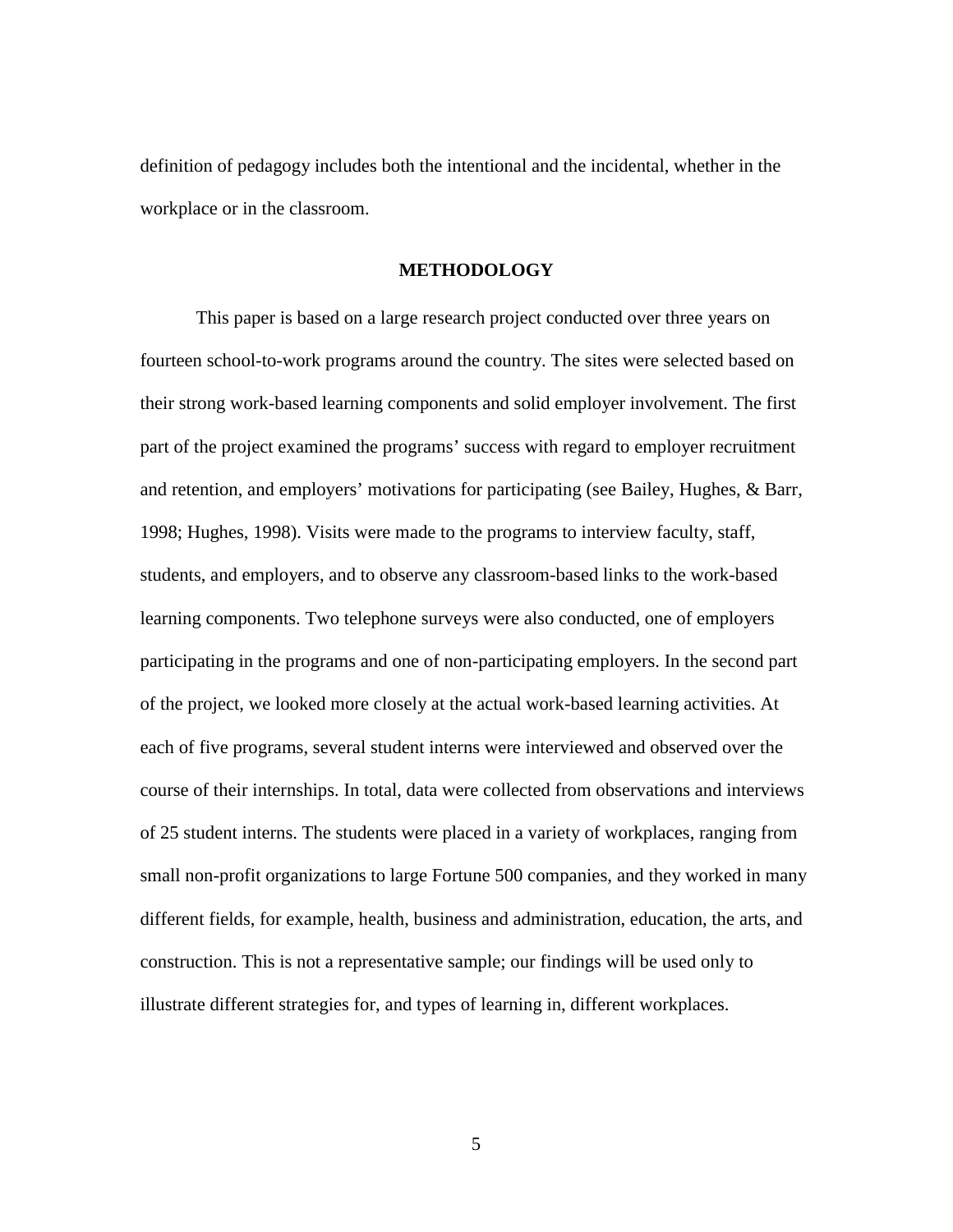definition of pedagogy includes both the intentional and the incidental, whether in the workplace or in the classroom.

## METHODOLOGY

This paper is based on a large research project conducted over three years on fourteen school-to-work programs around the country. The sites were selected based on their strong work-based learning components and solid employer involvement. The first part of the project examined the programs' success with regard to employer recruitment and retention, and employers' motivations for participating (see Bailey, Hughes, & Barr, 1998; Hughes, 1998). Visits were made to the programs to interview faculty, staff, students, and employers, and to observe any classroom-based links to the work-based learning components. Two telephone surveys were also conducted, one of employers participating in the programs and one of non-participating employers. In the second part of the project, we looked more closely at the actual work-based learning activities. At each of five programs, several student interns were interviewed and observed over the course of their internships. In total, data were collected from observations and interviews of 25 student interns. The students were placed in a variety of workplaces, ranging from small non-profit organizations to large Fortune 500 companies, and they worked in many different fields, for example, health, business and administration, education, the arts, and construction. This is not a representative sample; our findings will be used only to illustrate different strategies for, and types of learning in, different workplaces.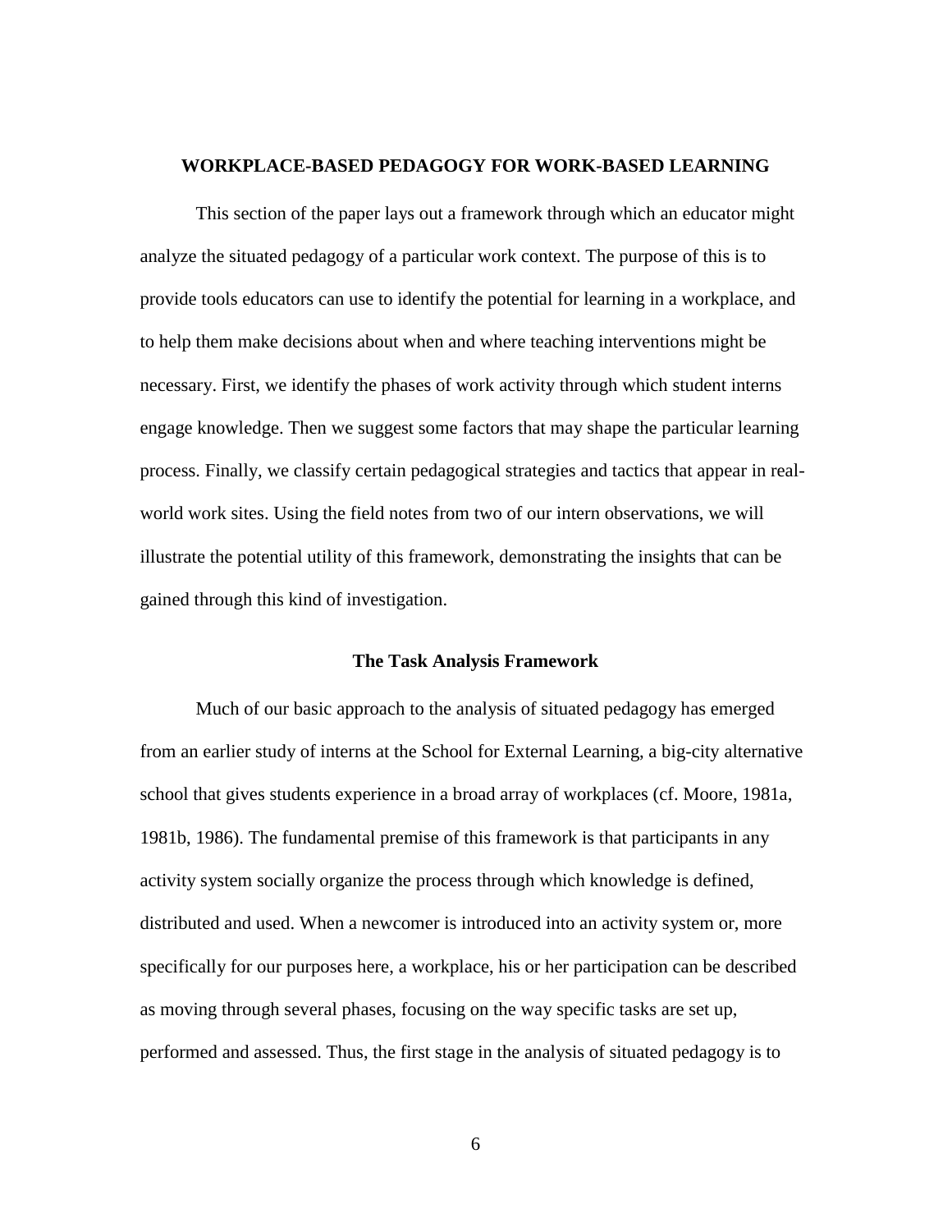## WORKPLACE-BASED PEDAGOGY FOR WORK-BASED LEARNING

This section of the paper lays out a framework through which an educator might analyze the situated pedagogy of a particular work context. The purpose of this is to provide tools educators can use to identify the potential for learning in a workplace, and to help them make decisions about when and where teaching interventions might be necessary. First, we identify the phases of work activity through which student interns engage knowledge. Then we suggest some factors that may shape the particular learning process. Finally, we classify certain pedagogical strategies and tactics that appear in real-world work sites. Using the field notes from two of our intern observations, we will illustrate the potential utility of this framework, demonstrating the insights that can be gained through this kind of investigation.

### The Task Analysis Framework

Much of our basic approach to the analysis of situated pedagogy has emerged from an earlier study of interns at the School for External Learning, a big-city alternative school that gives students experience in a broad array of workplaces (cf. Moore, 1981a, 1981b, 1986). The fundamental premise of this framework is that participants in any activity system socially organize the process through which knowledge is defined, distributed and used. When a newcomer is introduced into an activity system or, more specifically for our purposes here, a workplace, his or her participation can be described as moving through several phases, focusing on the way specific tasks are set up, performed and assessed. Thus, the first stage in the analysis of situated pedagogy is to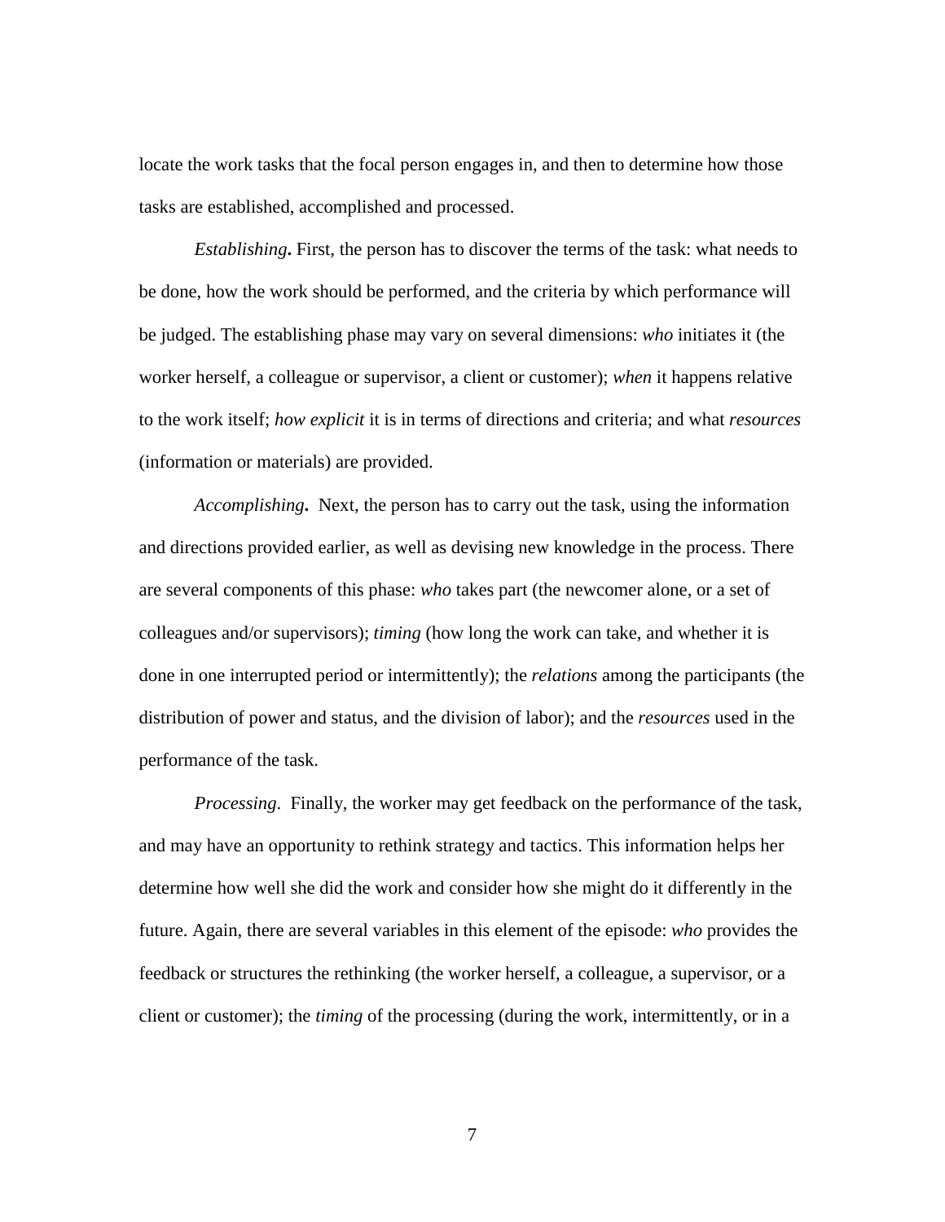locate the work tasks that the focal person engages in, and then to determine how those tasks are established, accomplished and processed.

*Establishing***.** First, the person has to discover the terms of the task: what needs to be done, how the work should be performed, and the criteria by which performance will be judged. The establishing phase may vary on several dimensions: *who* initiates it (the worker herself, a colleague or supervisor, a client or customer); *when* it happens relative to the work itself; *how explicit* it is in terms of directions and criteria; and what *resources* (information or materials) are provided.

*Accomplishing***.** Next, the person has to carry out the task, using the information and directions provided earlier, as well as devising new knowledge in the process. There are several components of this phase: *who* takes part (the newcomer alone, or a set of colleagues and/or supervisors); *timing* (how long the work can take, and whether it is done in one interrupted period or intermittently); the *relations* among the participants (the distribution of power and status, and the division of labor); and the *resources* used in the performance of the task.

*Processing*. Finally, the worker may get feedback on the performance of the task, and may have an opportunity to rethink strategy and tactics. This information helps her determine how well she did the work and consider how she might do it differently in the future. Again, there are several variables in this element of the episode: *who* provides the feedback or structures the rethinking (the worker herself, a colleague, a supervisor, or a client or customer); the *timing* of the processing (during the work, intermittently, or in a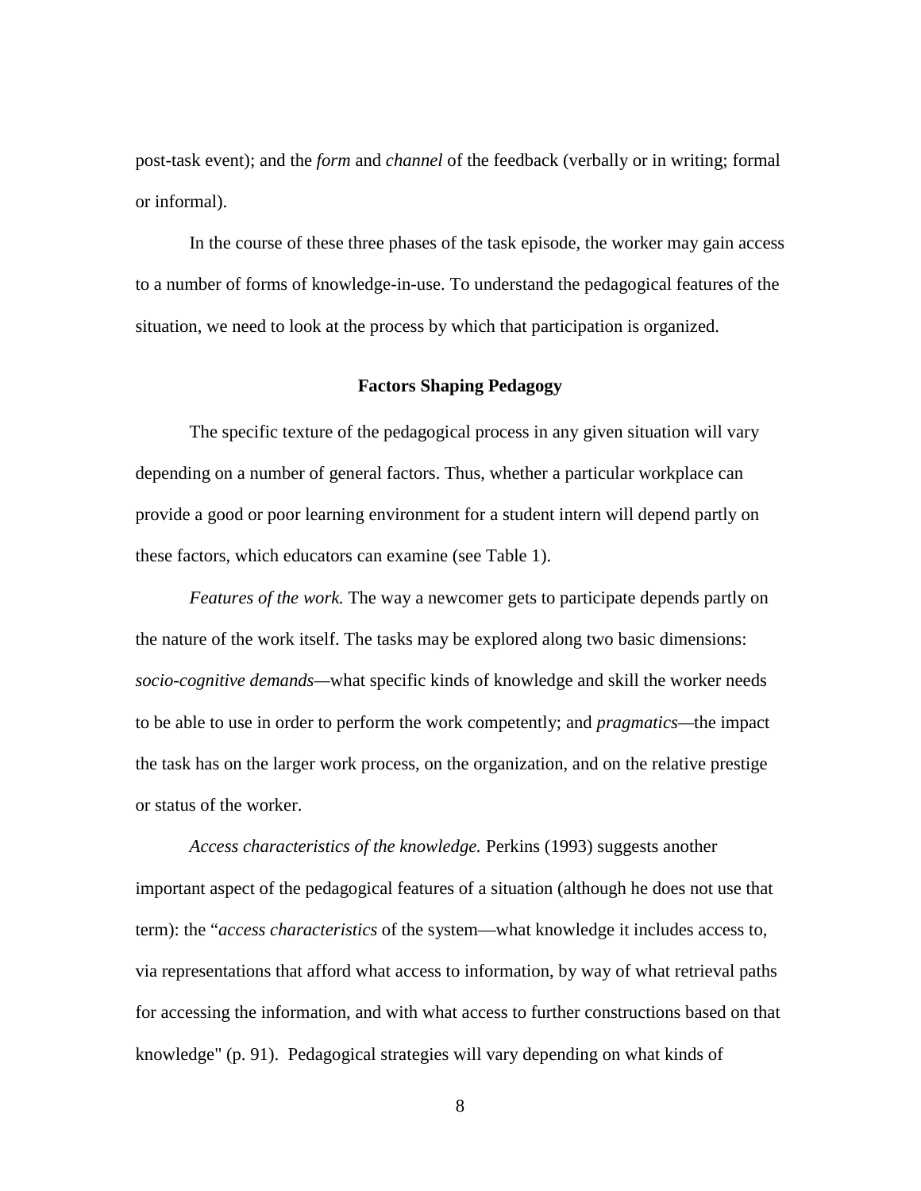post-task event); and the *form* and *channel* of the feedback (verbally or in writing; formal or informal).

In the course of these three phases of the task episode, the worker may gain access to a number of forms of knowledge-in-use. To understand the pedagogical features of the situation, we need to look at the process by which that participation is organized.

## Factors Shaping Pedagogy

The specific texture of the pedagogical process in any given situation will vary depending on a number of general factors. Thus, whether a particular workplace can provide a good or poor learning environment for a student intern will depend partly on these factors, which educators can examine (see Table 1).

*Features of the work.* The way a newcomer gets to participate depends partly on the nature of the work itself. The tasks may be explored along two basic dimensions: *socio-cognitive demands*—what specific kinds of knowledge and skill the worker needs to be able to use in order to perform the work competently; and *pragmatics*—the impact the task has on the larger work process, on the organization, and on the relative prestige or status of the worker.

*Access characteristics of the knowledge.* Perkins (1993) suggests another important aspect of the pedagogical features of a situation (although he does not use that term): the "*access characteristics* of the system—what knowledge it includes access to, via representations that afford what access to information, by way of what retrieval paths for accessing the information, and with what access to further constructions based on that knowledge" (p. 91). Pedagogical strategies will vary depending on what kinds of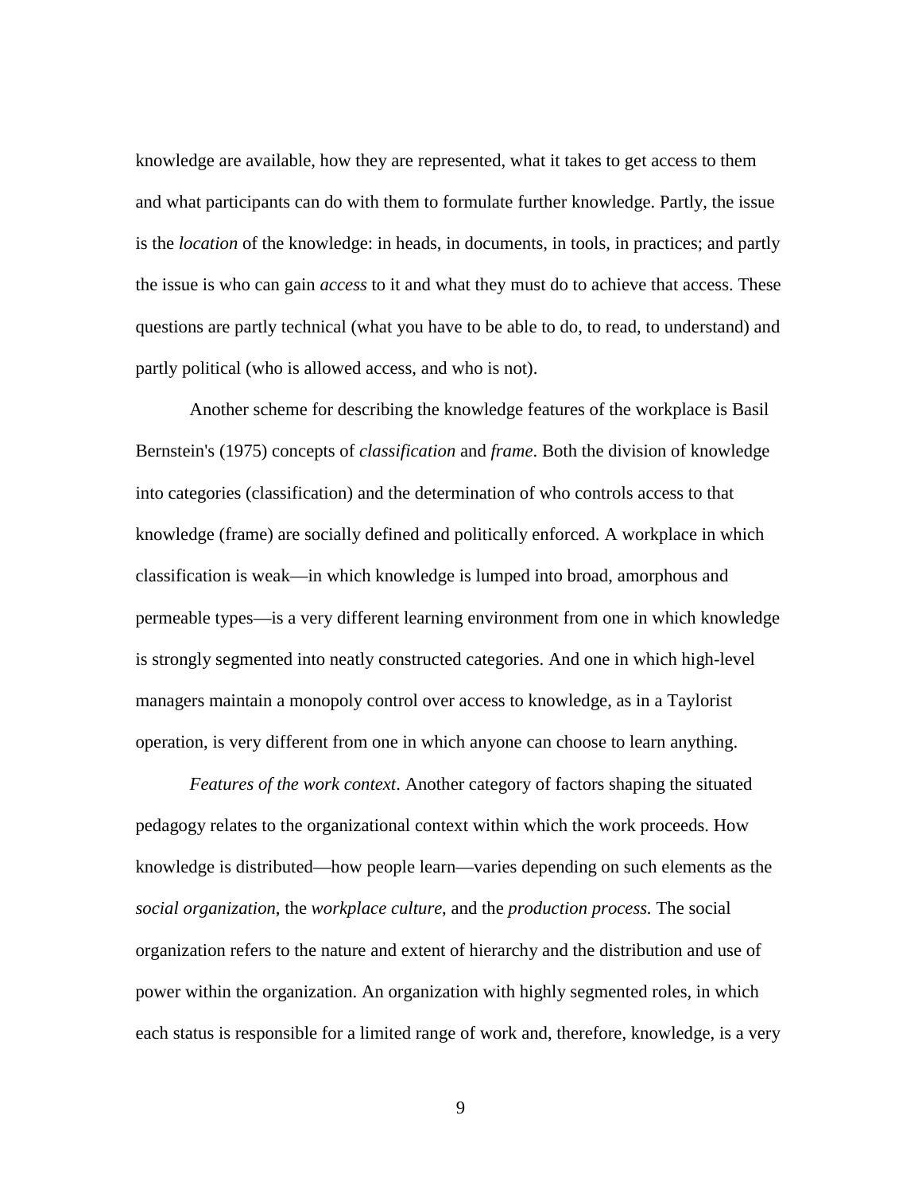knowledge are available, how they are represented, what it takes to get access to them and what participants can do with them to formulate further knowledge. Partly, the issue is the *location* of the knowledge: in heads, in documents, in tools, in practices; and partly the issue is who can gain *access* to it and what they must do to achieve that access. These questions are partly technical (what you have to be able to do, to read, to understand) and partly political (who is allowed access, and who is not).

Another scheme for describing the knowledge features of the workplace is Basil Bernstein's (1975) concepts of *classification* and *frame*. Both the division of knowledge into categories (classification) and the determination of who controls access to that knowledge (frame) are socially defined and politically enforced. A workplace in which classification is weak—in which knowledge is lumped into broad, amorphous and permeable types—is a very different learning environment from one in which knowledge is strongly segmented into neatly constructed categories. And one in which high-level managers maintain a monopoly control over access to knowledge, as in a Taylorist operation, is very different from one in which anyone can choose to learn anything.

*Features of the work context*. Another category of factors shaping the situated pedagogy relates to the organizational context within which the work proceeds. How knowledge is distributed—how people learn—varies depending on such elements as the *social organization*, the *workplace culture*, and the *production process.* The social organization refers to the nature and extent of hierarchy and the distribution and use of power within the organization. An organization with highly segmented roles, in which each status is responsible for a limited range of work and, therefore, knowledge, is a very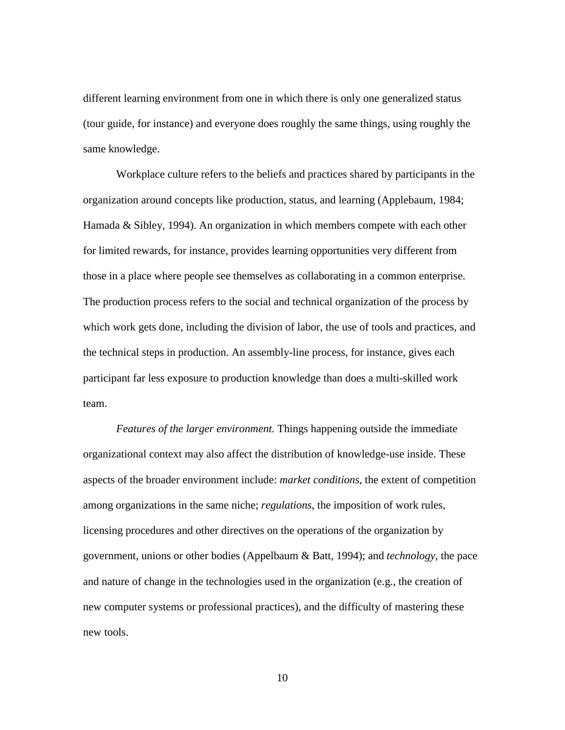different learning environment from one in which there is only one generalized status (tour guide, for instance) and everyone does roughly the same things, using roughly the same knowledge.

Workplace culture refers to the beliefs and practices shared by participants in the organization around concepts like production, status, and learning (Applebaum, 1984; Hamada & Sibley, 1994). An organization in which members compete with each other for limited rewards, for instance, provides learning opportunities very different from those in a place where people see themselves as collaborating in a common enterprise. The production process refers to the social and technical organization of the process by which work gets done, including the division of labor, the use of tools and practices, and the technical steps in production. An assembly-line process, for instance, gives each participant far less exposure to production knowledge than does a multi-skilled work team.

*Features of the larger environment.* Things happening outside the immediate organizational context may also affect the distribution of knowledge-use inside. These aspects of the broader environment include: *market conditions*, the extent of competition among organizations in the same niche; *regulations*, the imposition of work rules, licensing procedures and other directives on the operations of the organization by government, unions or other bodies (Appelbaum & Batt, 1994); and *technology*, the pace and nature of change in the technologies used in the organization (e.g., the creation of new computer systems or professional practices), and the difficulty of mastering these new tools.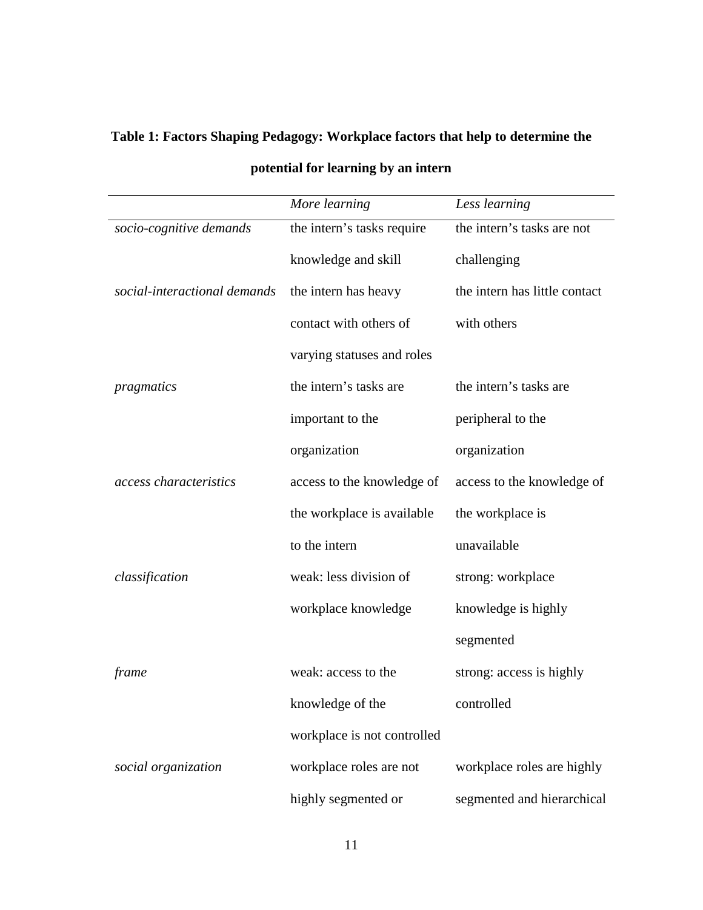**Table 1: Factors Shaping Pedagogy: Workplace factors that help to determine the potential for learning by an intern**

| | *More learning* | *Less learning* |
|---|---|---|
| *socio-cognitive demands* | the intern's tasks require knowledge and skill | the intern's tasks are not challenging |
| *social-interactional demands* | the intern has heavy contact with others of varying statuses and roles | the intern has little contact with others |
| *pragmatics* | the intern's tasks are important to the organization | the intern's tasks are peripheral to the organization |
| *access characteristics* | access to the knowledge of the workplace is available to the intern | access to the knowledge of the workplace is unavailable |
| *classification* | weak: less division of workplace knowledge | strong: workplace knowledge is highly segmented |
| *frame* | weak: access to the knowledge of the workplace is not controlled | strong: access is highly controlled |
| *social organization* | workplace roles are not highly segmented or | workplace roles are highly segmented and hierarchical |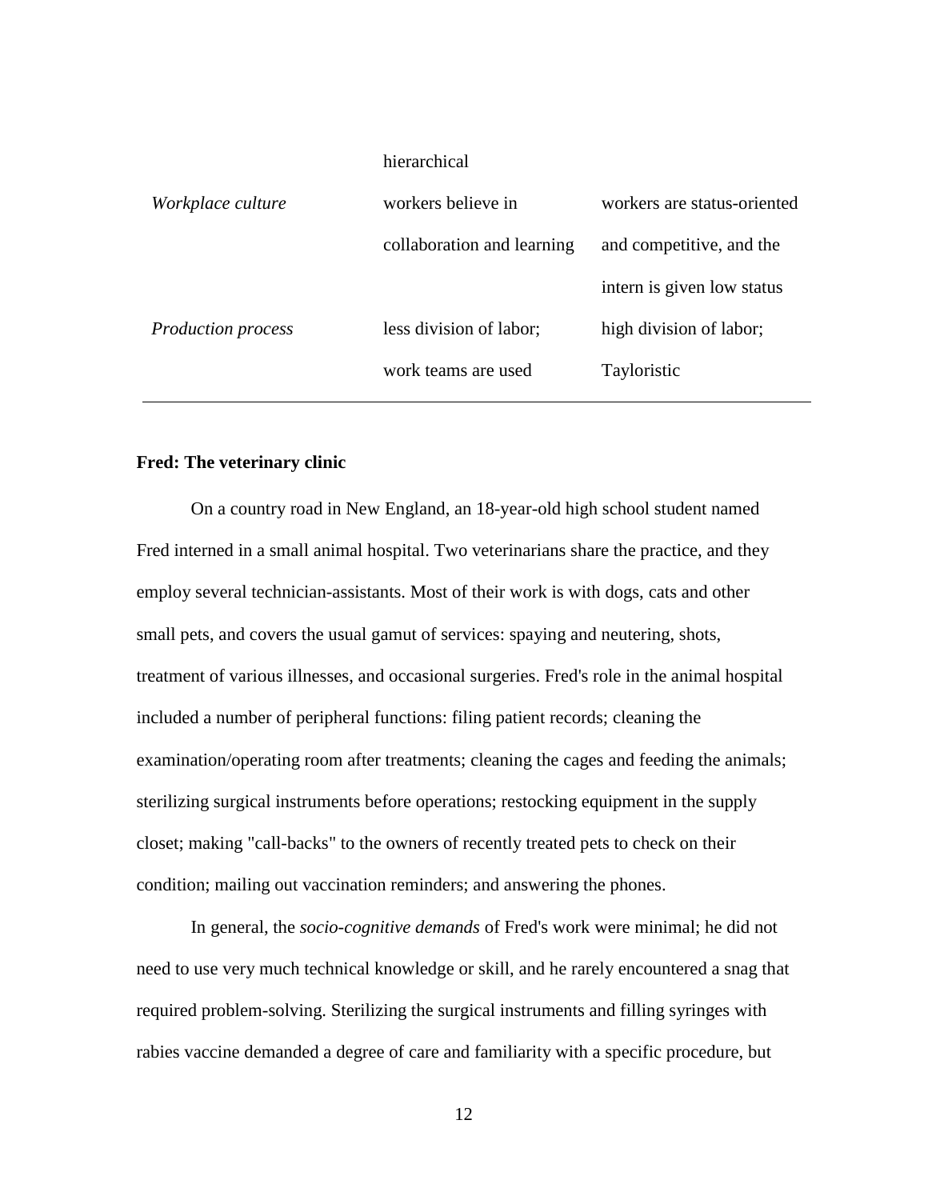| | | |
|---|---|---|
| | hierarchical | |
| *Workplace culture* | workers believe in collaboration and learning | workers are status-oriented and competitive, and the intern is given low status |
| *Production process* | less division of labor; work teams are used | high division of labor; Tayloristic |

**Fred: The veterinary clinic**

On a country road in New England, an 18-year-old high school student named Fred interned in a small animal hospital. Two veterinarians share the practice, and they employ several technician-assistants. Most of their work is with dogs, cats and other small pets, and covers the usual gamut of services: spaying and neutering, shots, treatment of various illnesses, and occasional surgeries. Fred's role in the animal hospital included a number of peripheral functions: filing patient records; cleaning the examination/operating room after treatments; cleaning the cages and feeding the animals; sterilizing surgical instruments before operations; restocking equipment in the supply closet; making "call-backs" to the owners of recently treated pets to check on their condition; mailing out vaccination reminders; and answering the phones.

In general, the *socio-cognitive demands* of Fred's work were minimal; he did not need to use very much technical knowledge or skill, and he rarely encountered a snag that required problem-solving. Sterilizing the surgical instruments and filling syringes with rabies vaccine demanded a degree of care and familiarity with a specific procedure, but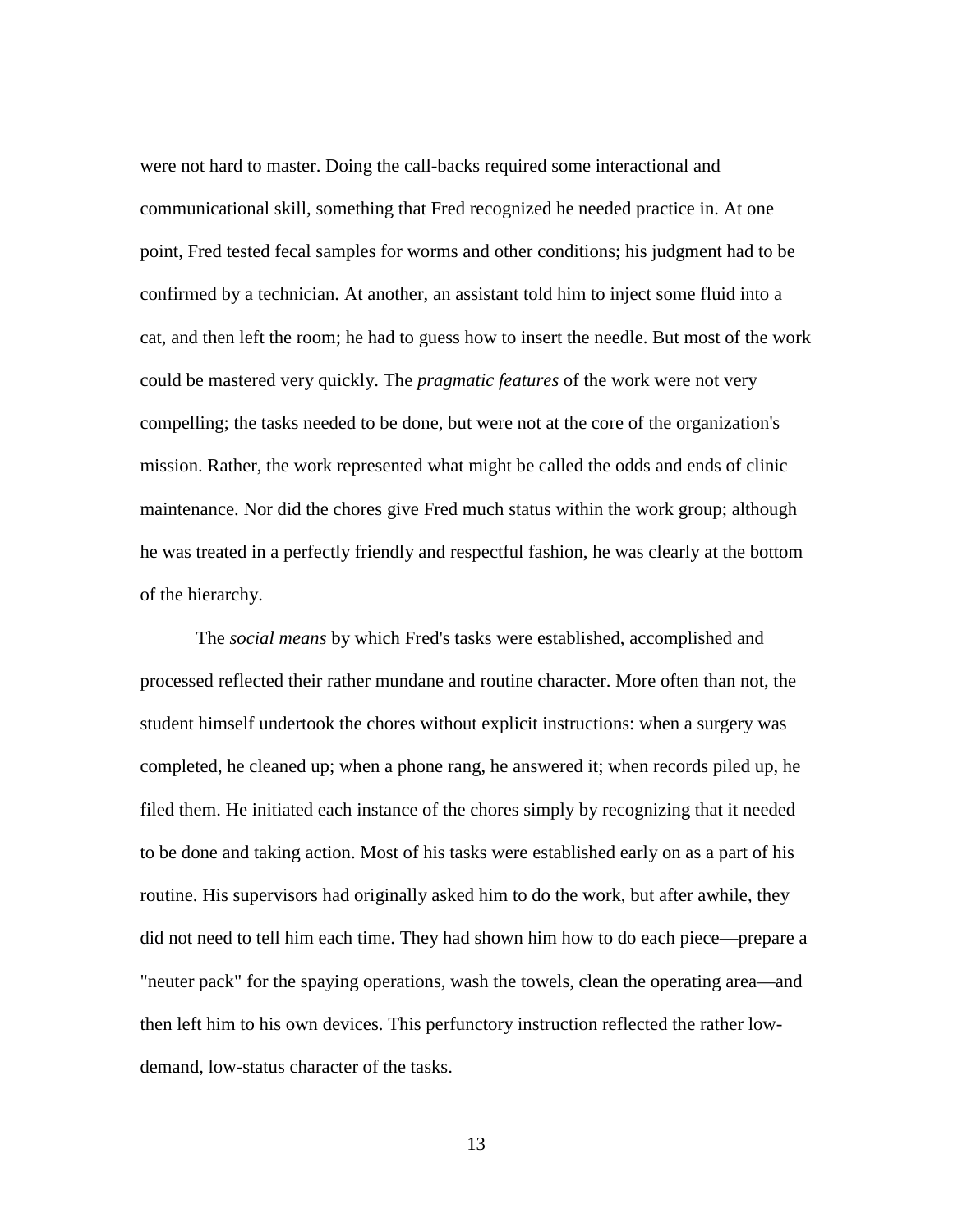were not hard to master. Doing the call-backs required some interactional and communicational skill, something that Fred recognized he needed practice in. At one point, Fred tested fecal samples for worms and other conditions; his judgment had to be confirmed by a technician. At another, an assistant told him to inject some fluid into a cat, and then left the room; he had to guess how to insert the needle. But most of the work could be mastered very quickly. The *pragmatic features* of the work were not very compelling; the tasks needed to be done, but were not at the core of the organization's mission. Rather, the work represented what might be called the odds and ends of clinic maintenance. Nor did the chores give Fred much status within the work group; although he was treated in a perfectly friendly and respectful fashion, he was clearly at the bottom of the hierarchy.

The *social means* by which Fred's tasks were established, accomplished and processed reflected their rather mundane and routine character. More often than not, the student himself undertook the chores without explicit instructions: when a surgery was completed, he cleaned up; when a phone rang, he answered it; when records piled up, he filed them. He initiated each instance of the chores simply by recognizing that it needed to be done and taking action. Most of his tasks were established early on as a part of his routine. His supervisors had originally asked him to do the work, but after awhile, they did not need to tell him each time. They had shown him how to do each piece—prepare a "neuter pack" for the spaying operations, wash the towels, clean the operating area—and then left him to his own devices. This perfunctory instruction reflected the rather low-demand, low-status character of the tasks.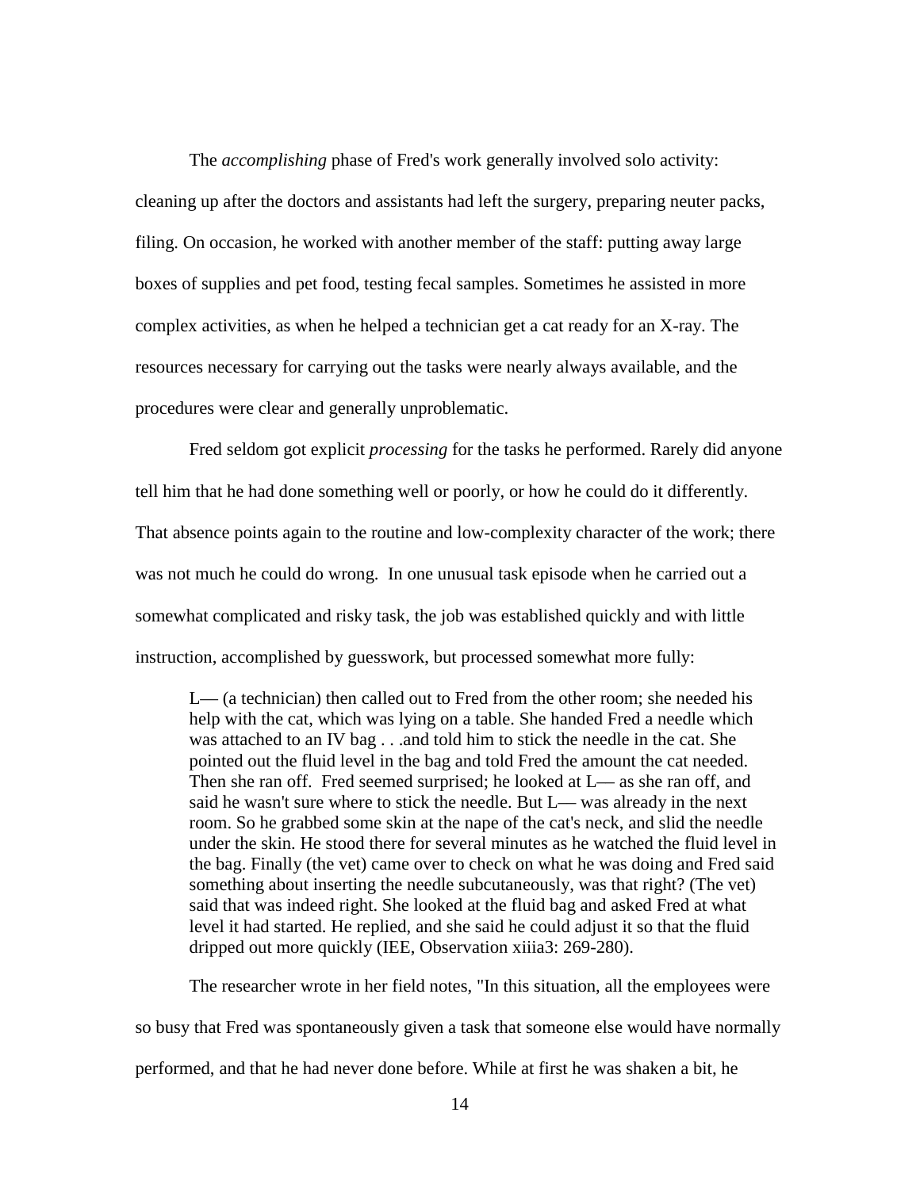The *accomplishing* phase of Fred's work generally involved solo activity: cleaning up after the doctors and assistants had left the surgery, preparing neuter packs, filing. On occasion, he worked with another member of the staff: putting away large boxes of supplies and pet food, testing fecal samples. Sometimes he assisted in more complex activities, as when he helped a technician get a cat ready for an X-ray. The resources necessary for carrying out the tasks were nearly always available, and the procedures were clear and generally unproblematic.

Fred seldom got explicit *processing* for the tasks he performed. Rarely did anyone tell him that he had done something well or poorly, or how he could do it differently. That absence points again to the routine and low-complexity character of the work; there was not much he could do wrong. In one unusual task episode when he carried out a somewhat complicated and risky task, the job was established quickly and with little instruction, accomplished by guesswork, but processed somewhat more fully:

> L— (a technician) then called out to Fred from the other room; she needed his help with the cat, which was lying on a table. She handed Fred a needle which was attached to an IV bag . . .and told him to stick the needle in the cat. She pointed out the fluid level in the bag and told Fred the amount the cat needed. Then she ran off. Fred seemed surprised; he looked at L— as she ran off, and said he wasn't sure where to stick the needle. But L— was already in the next room. So he grabbed some skin at the nape of the cat's neck, and slid the needle under the skin. He stood there for several minutes as he watched the fluid level in the bag. Finally (the vet) came over to check on what he was doing and Fred said something about inserting the needle subcutaneously, was that right? (The vet) said that was indeed right. She looked at the fluid bag and asked Fred at what level it had started. He replied, and she said he could adjust it so that the fluid dripped out more quickly (IEE, Observation xiiia3: 269-280).

The researcher wrote in her field notes, "In this situation, all the employees were so busy that Fred was spontaneously given a task that someone else would have normally performed, and that he had never done before. While at first he was shaken a bit, he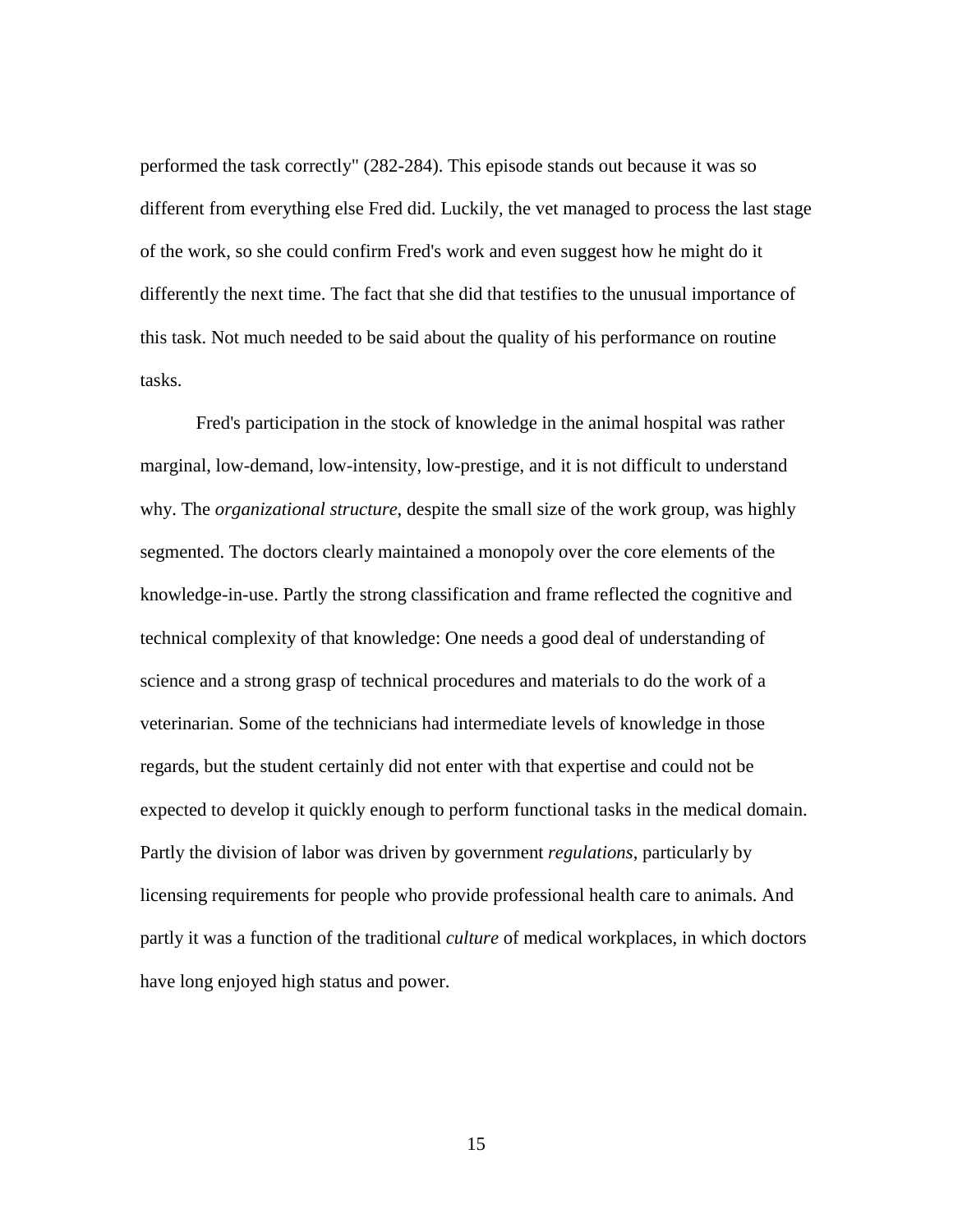performed the task correctly" (282-284). This episode stands out because it was so different from everything else Fred did. Luckily, the vet managed to process the last stage of the work, so she could confirm Fred's work and even suggest how he might do it differently the next time. The fact that she did that testifies to the unusual importance of this task. Not much needed to be said about the quality of his performance on routine tasks.

Fred's participation in the stock of knowledge in the animal hospital was rather marginal, low-demand, low-intensity, low-prestige, and it is not difficult to understand why. The *organizational structure*, despite the small size of the work group, was highly segmented. The doctors clearly maintained a monopoly over the core elements of the knowledge-in-use. Partly the strong classification and frame reflected the cognitive and technical complexity of that knowledge: One needs a good deal of understanding of science and a strong grasp of technical procedures and materials to do the work of a veterinarian. Some of the technicians had intermediate levels of knowledge in those regards, but the student certainly did not enter with that expertise and could not be expected to develop it quickly enough to perform functional tasks in the medical domain. Partly the division of labor was driven by government *regulations*, particularly by licensing requirements for people who provide professional health care to animals. And partly it was a function of the traditional *culture* of medical workplaces, in which doctors have long enjoyed high status and power.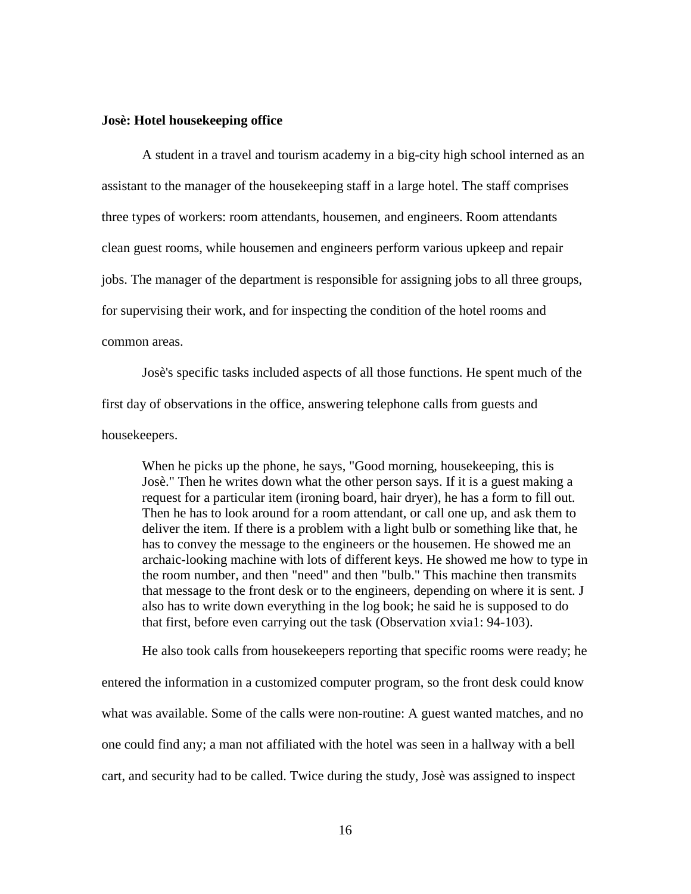**Josè: Hotel housekeeping office**

A student in a travel and tourism academy in a big-city high school interned as an assistant to the manager of the housekeeping staff in a large hotel. The staff comprises three types of workers: room attendants, housemen, and engineers. Room attendants clean guest rooms, while housemen and engineers perform various upkeep and repair jobs. The manager of the department is responsible for assigning jobs to all three groups, for supervising their work, and for inspecting the condition of the hotel rooms and common areas.

Josè's specific tasks included aspects of all those functions. He spent much of the first day of observations in the office, answering telephone calls from guests and housekeepers.

> When he picks up the phone, he says, "Good morning, housekeeping, this is Josè." Then he writes down what the other person says. If it is a guest making a request for a particular item (ironing board, hair dryer), he has a form to fill out. Then he has to look around for a room attendant, or call one up, and ask them to deliver the item. If there is a problem with a light bulb or something like that, he has to convey the message to the engineers or the housemen. He showed me an archaic-looking machine with lots of different keys. He showed me how to type in the room number, and then "need" and then "bulb." This machine then transmits that message to the front desk or to the engineers, depending on where it is sent. J also has to write down everything in the log book; he said he is supposed to do that first, before even carrying out the task (Observation xvia1: 94-103).

He also took calls from housekeepers reporting that specific rooms were ready; he entered the information in a customized computer program, so the front desk could know what was available. Some of the calls were non-routine: A guest wanted matches, and no one could find any; a man not affiliated with the hotel was seen in a hallway with a bell cart, and security had to be called. Twice during the study, Josè was assigned to inspect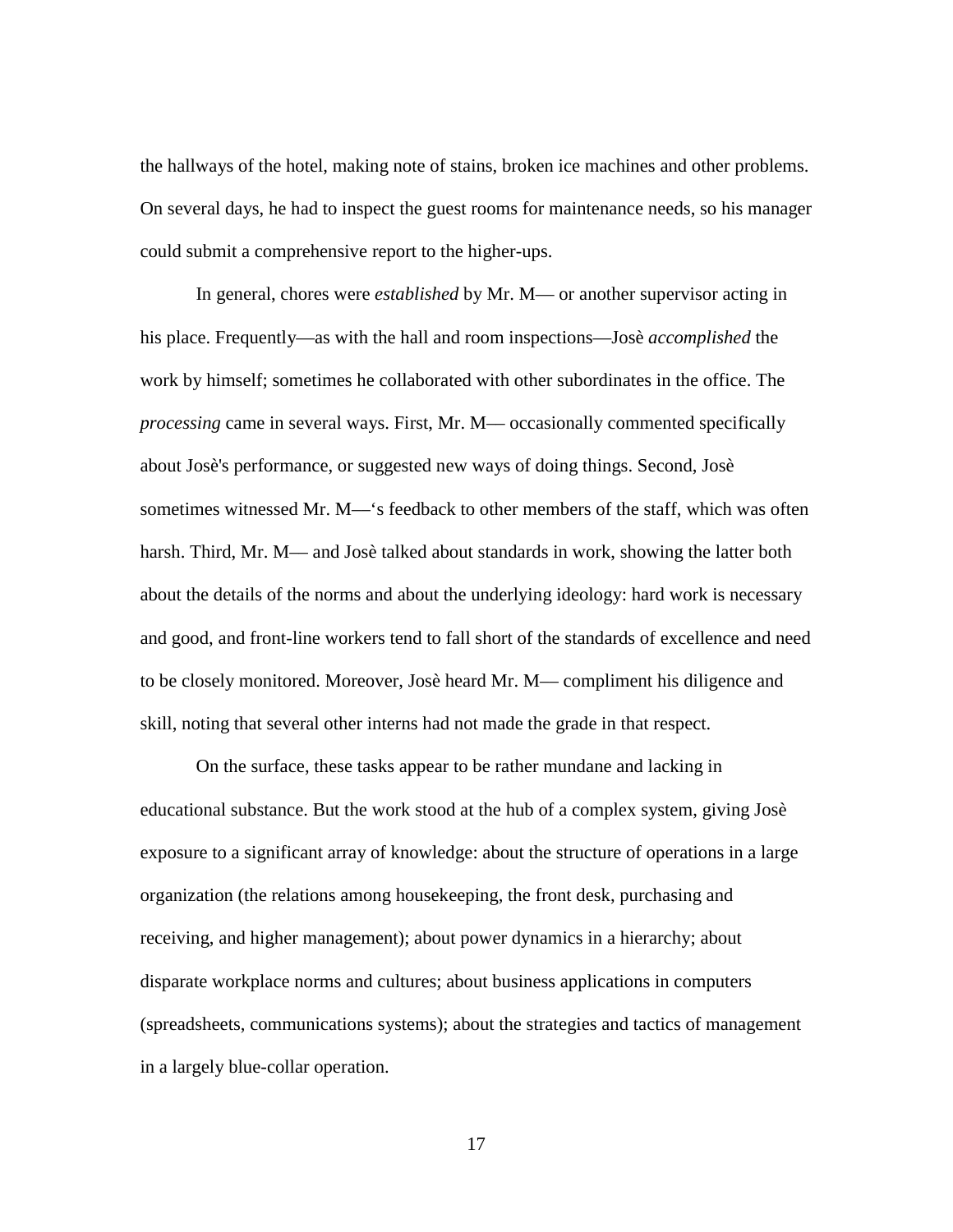the hallways of the hotel, making note of stains, broken ice machines and other problems. On several days, he had to inspect the guest rooms for maintenance needs, so his manager could submit a comprehensive report to the higher-ups.

In general, chores were *established* by Mr. M— or another supervisor acting in his place. Frequently—as with the hall and room inspections—Josè *accomplished* the work by himself; sometimes he collaborated with other subordinates in the office. The *processing* came in several ways. First, Mr. M— occasionally commented specifically about Josè's performance, or suggested new ways of doing things. Second, Josè sometimes witnessed Mr. M—'s feedback to other members of the staff, which was often harsh. Third, Mr. M— and Josè talked about standards in work, showing the latter both about the details of the norms and about the underlying ideology: hard work is necessary and good, and front-line workers tend to fall short of the standards of excellence and need to be closely monitored. Moreover, Josè heard Mr. M— compliment his diligence and skill, noting that several other interns had not made the grade in that respect.

On the surface, these tasks appear to be rather mundane and lacking in educational substance. But the work stood at the hub of a complex system, giving Josè exposure to a significant array of knowledge: about the structure of operations in a large organization (the relations among housekeeping, the front desk, purchasing and receiving, and higher management); about power dynamics in a hierarchy; about disparate workplace norms and cultures; about business applications in computers (spreadsheets, communications systems); about the strategies and tactics of management in a largely blue-collar operation.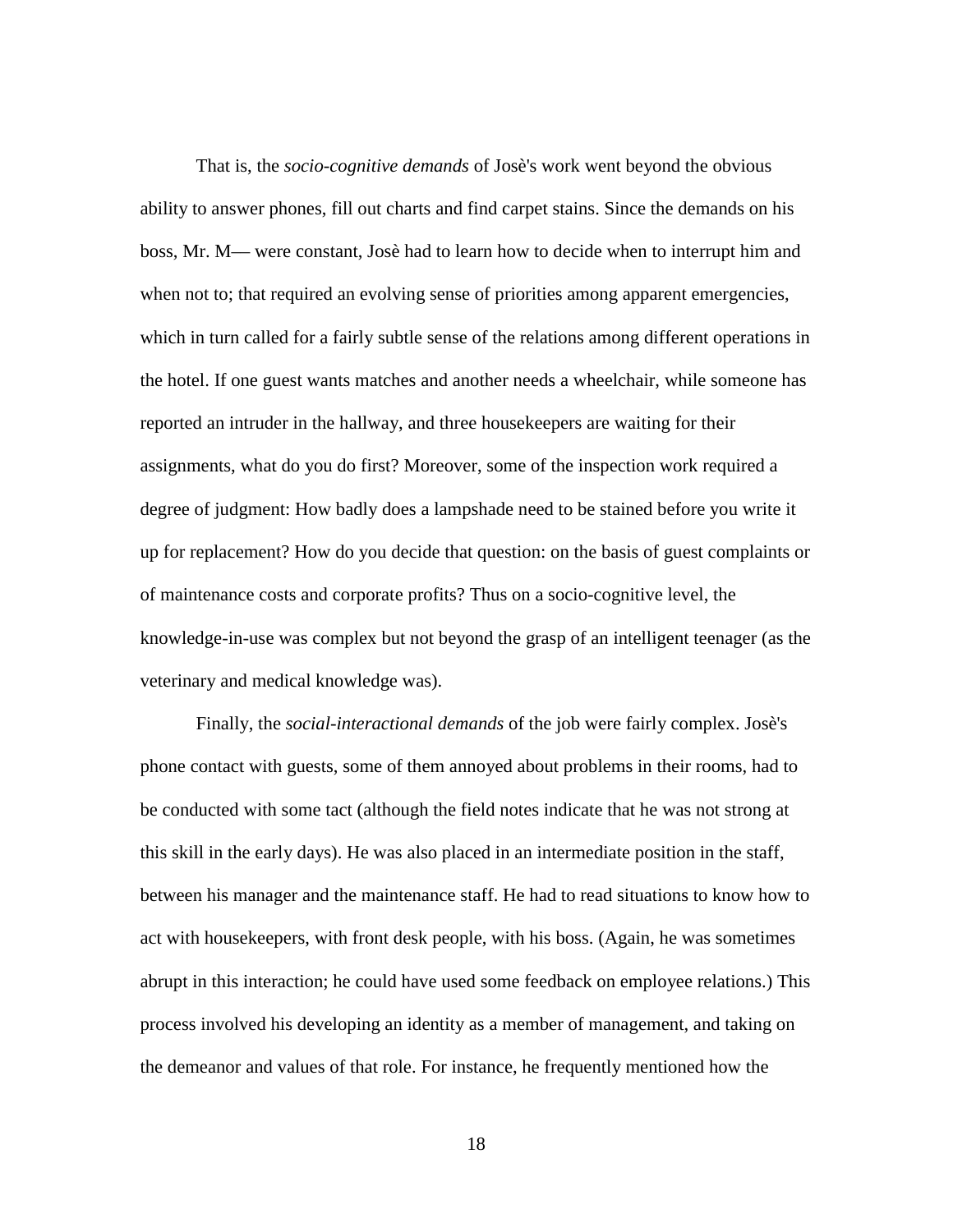That is, the *socio-cognitive demands* of Josè's work went beyond the obvious ability to answer phones, fill out charts and find carpet stains. Since the demands on his boss, Mr. M— were constant, Josè had to learn how to decide when to interrupt him and when not to; that required an evolving sense of priorities among apparent emergencies, which in turn called for a fairly subtle sense of the relations among different operations in the hotel. If one guest wants matches and another needs a wheelchair, while someone has reported an intruder in the hallway, and three housekeepers are waiting for their assignments, what do you do first? Moreover, some of the inspection work required a degree of judgment: How badly does a lampshade need to be stained before you write it up for replacement? How do you decide that question: on the basis of guest complaints or of maintenance costs and corporate profits? Thus on a socio-cognitive level, the knowledge-in-use was complex but not beyond the grasp of an intelligent teenager (as the veterinary and medical knowledge was).

Finally, the *social-interactional demands* of the job were fairly complex. Josè's phone contact with guests, some of them annoyed about problems in their rooms, had to be conducted with some tact (although the field notes indicate that he was not strong at this skill in the early days). He was also placed in an intermediate position in the staff, between his manager and the maintenance staff. He had to read situations to know how to act with housekeepers, with front desk people, with his boss. (Again, he was sometimes abrupt in this interaction; he could have used some feedback on employee relations.) This process involved his developing an identity as a member of management, and taking on the demeanor and values of that role. For instance, he frequently mentioned how the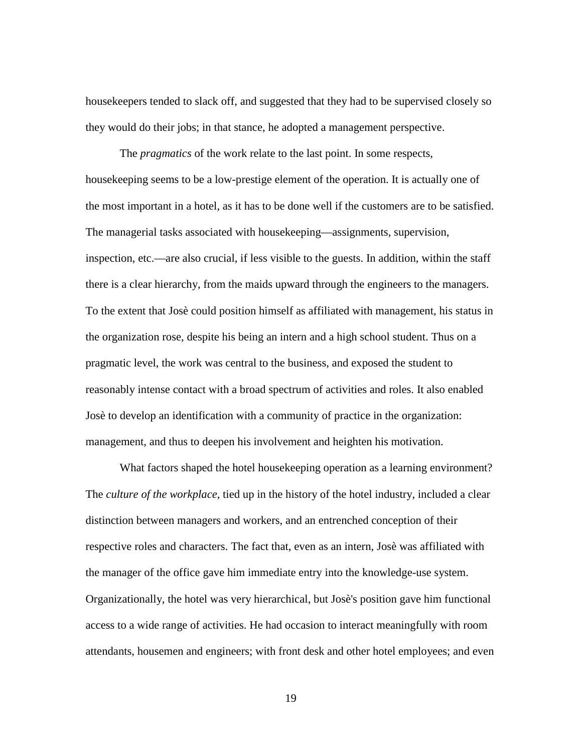housekeepers tended to slack off, and suggested that they had to be supervised closely so they would do their jobs; in that stance, he adopted a management perspective.

The *pragmatics* of the work relate to the last point. In some respects, housekeeping seems to be a low-prestige element of the operation. It is actually one of the most important in a hotel, as it has to be done well if the customers are to be satisfied. The managerial tasks associated with housekeeping—assignments, supervision, inspection, etc.—are also crucial, if less visible to the guests. In addition, within the staff there is a clear hierarchy, from the maids upward through the engineers to the managers. To the extent that Josè could position himself as affiliated with management, his status in the organization rose, despite his being an intern and a high school student. Thus on a pragmatic level, the work was central to the business, and exposed the student to reasonably intense contact with a broad spectrum of activities and roles. It also enabled Josè to develop an identification with a community of practice in the organization: management, and thus to deepen his involvement and heighten his motivation.

What factors shaped the hotel housekeeping operation as a learning environment? The *culture of the workplace*, tied up in the history of the hotel industry, included a clear distinction between managers and workers, and an entrenched conception of their respective roles and characters. The fact that, even as an intern, Josè was affiliated with the manager of the office gave him immediate entry into the knowledge-use system. Organizationally, the hotel was very hierarchical, but Josè's position gave him functional access to a wide range of activities. He had occasion to interact meaningfully with room attendants, housemen and engineers; with front desk and other hotel employees; and even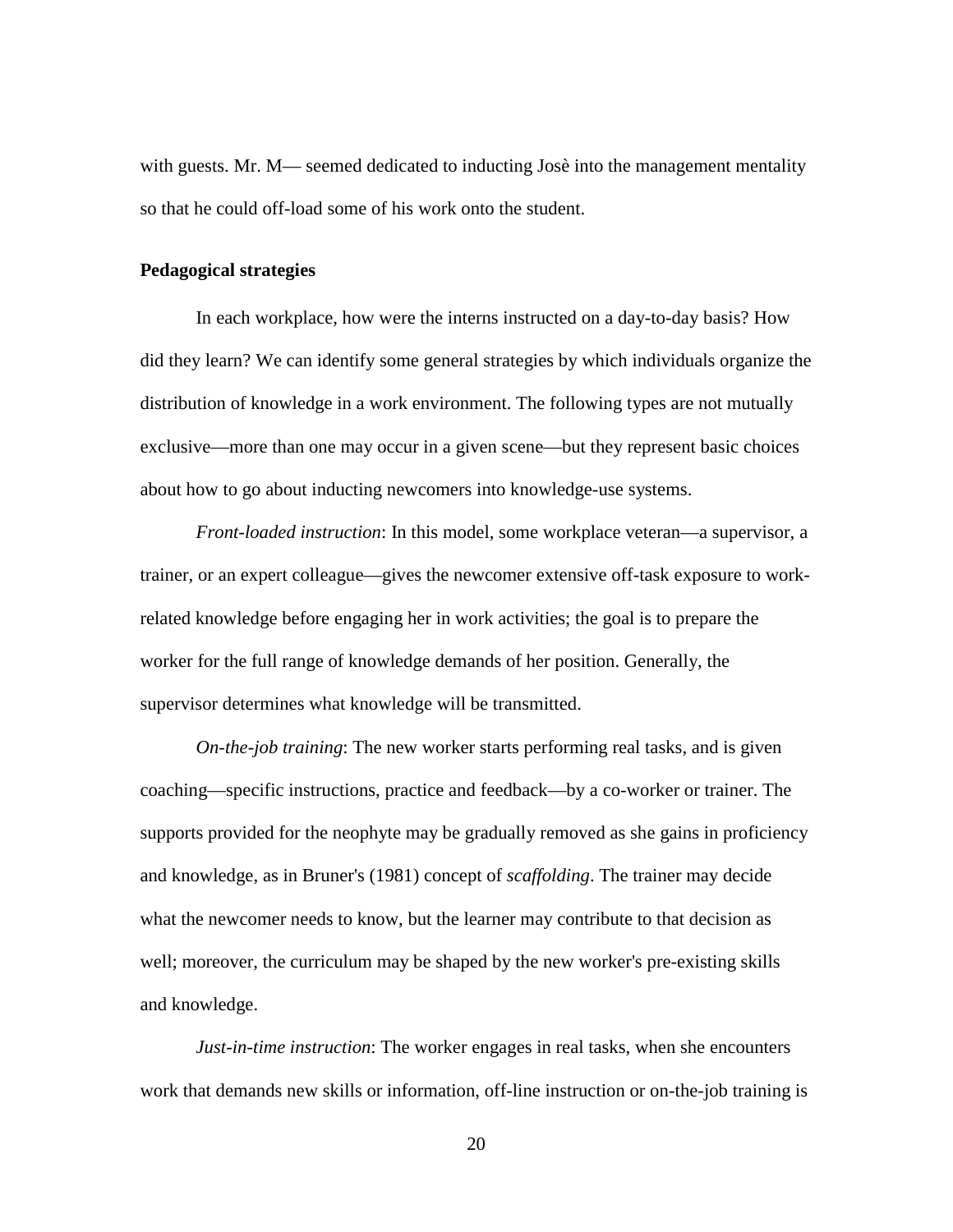with guests. Mr. M— seemed dedicated to inducting Josè into the management mentality so that he could off-load some of his work onto the student.

### Pedagogical strategies

In each workplace, how were the interns instructed on a day-to-day basis? How did they learn? We can identify some general strategies by which individuals organize the distribution of knowledge in a work environment. The following types are not mutually exclusive—more than one may occur in a given scene—but they represent basic choices about how to go about inducting newcomers into knowledge-use systems.

*Front-loaded instruction*: In this model, some workplace veteran—a supervisor, a trainer, or an expert colleague—gives the newcomer extensive off-task exposure to work-related knowledge before engaging her in work activities; the goal is to prepare the worker for the full range of knowledge demands of her position. Generally, the supervisor determines what knowledge will be transmitted.

*On-the-job training*: The new worker starts performing real tasks, and is given coaching—specific instructions, practice and feedback—by a co-worker or trainer. The supports provided for the neophyte may be gradually removed as she gains in proficiency and knowledge, as in Bruner's (1981) concept of *scaffolding*. The trainer may decide what the newcomer needs to know, but the learner may contribute to that decision as well; moreover, the curriculum may be shaped by the new worker's pre-existing skills and knowledge.

*Just-in-time instruction*: The worker engages in real tasks, when she encounters work that demands new skills or information, off-line instruction or on-the-job training is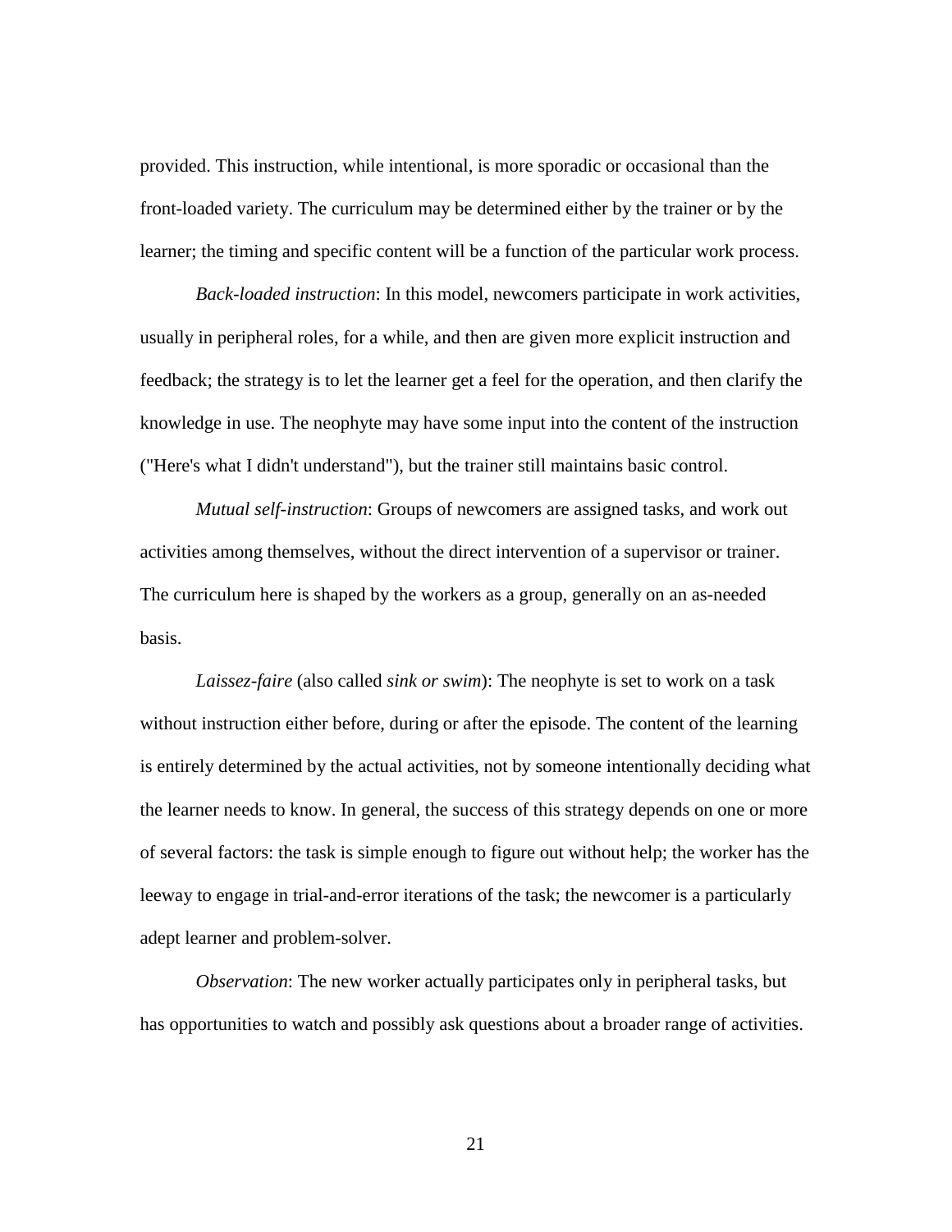provided. This instruction, while intentional, is more sporadic or occasional than the front-loaded variety. The curriculum may be determined either by the trainer or by the learner; the timing and specific content will be a function of the particular work process.

*Back-loaded instruction*: In this model, newcomers participate in work activities, usually in peripheral roles, for a while, and then are given more explicit instruction and feedback; the strategy is to let the learner get a feel for the operation, and then clarify the knowledge in use. The neophyte may have some input into the content of the instruction ("Here's what I didn't understand"), but the trainer still maintains basic control.

*Mutual self-instruction*: Groups of newcomers are assigned tasks, and work out activities among themselves, without the direct intervention of a supervisor or trainer. The curriculum here is shaped by the workers as a group, generally on an as-needed basis.

*Laissez-faire* (also called *sink or swim*): The neophyte is set to work on a task without instruction either before, during or after the episode. The content of the learning is entirely determined by the actual activities, not by someone intentionally deciding what the learner needs to know. In general, the success of this strategy depends on one or more of several factors: the task is simple enough to figure out without help; the worker has the leeway to engage in trial-and-error iterations of the task; the newcomer is a particularly adept learner and problem-solver.

*Observation*: The new worker actually participates only in peripheral tasks, but has opportunities to watch and possibly ask questions about a broader range of activities.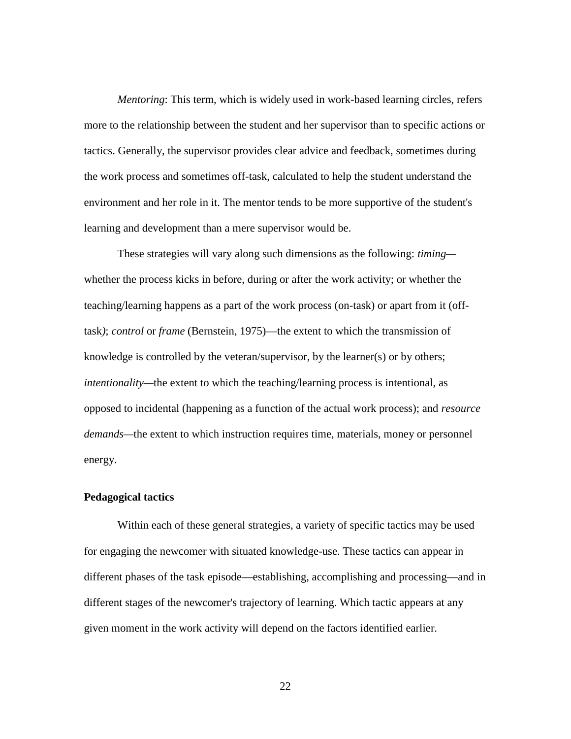*Mentoring*: This term, which is widely used in work-based learning circles, refers more to the relationship between the student and her supervisor than to specific actions or tactics. Generally, the supervisor provides clear advice and feedback, sometimes during the work process and sometimes off-task, calculated to help the student understand the environment and her role in it. The mentor tends to be more supportive of the student's learning and development than a mere supervisor would be.

These strategies will vary along such dimensions as the following: *timing*—whether the process kicks in before, during or after the work activity; or whether the teaching/learning happens as a part of the work process (on-task) or apart from it (off-task); *control* or *frame* (Bernstein, 1975)—the extent to which the transmission of knowledge is controlled by the veteran/supervisor, by the learner(s) or by others; *intentionality*—the extent to which the teaching/learning process is intentional, as opposed to incidental (happening as a function of the actual work process); and *resource demands*—the extent to which instruction requires time, materials, money or personnel energy.

**Pedagogical tactics**

Within each of these general strategies, a variety of specific tactics may be used for engaging the newcomer with situated knowledge-use. These tactics can appear in different phases of the task episode—establishing, accomplishing and processing—and in different stages of the newcomer's trajectory of learning. Which tactic appears at any given moment in the work activity will depend on the factors identified earlier.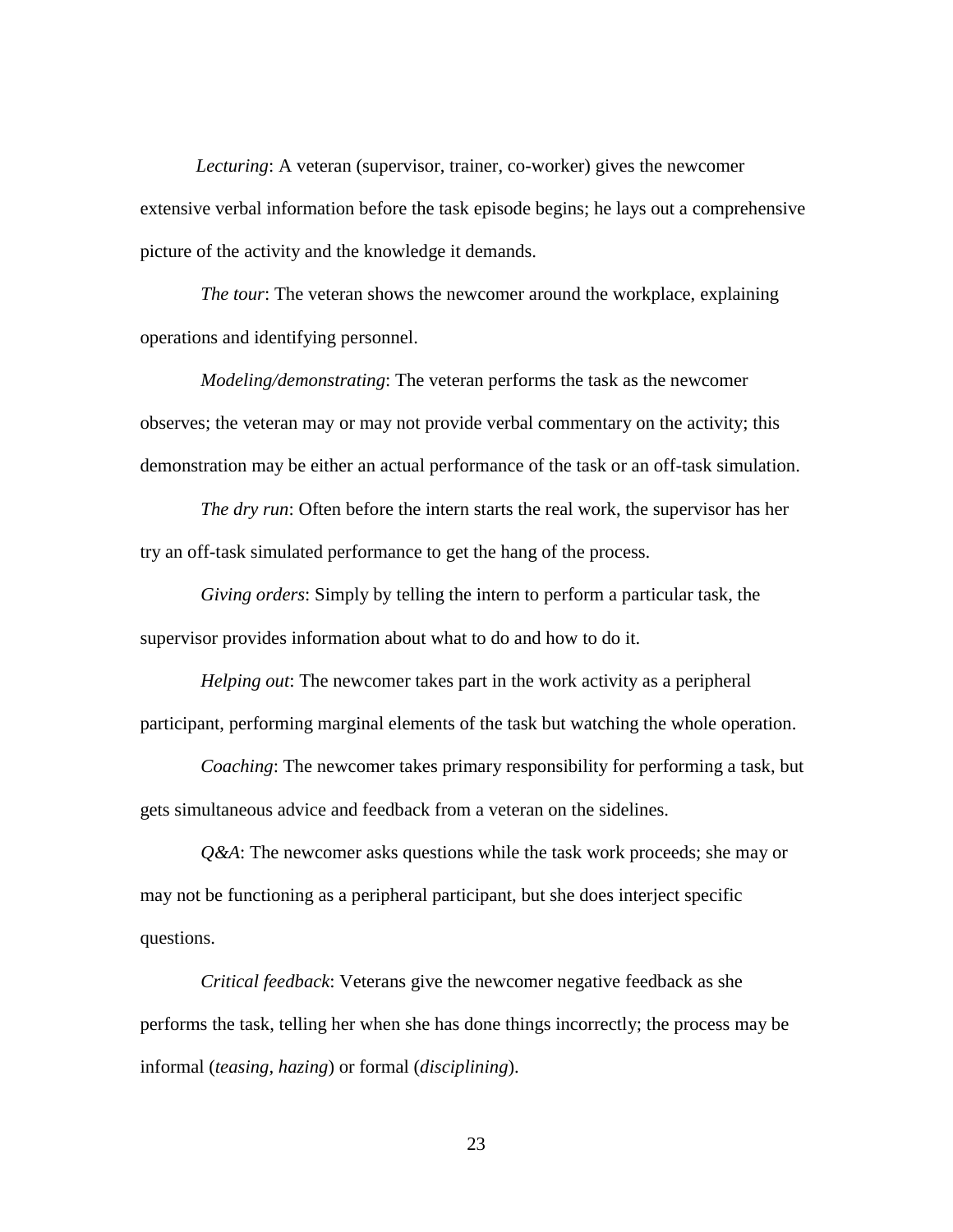*Lecturing*: A veteran (supervisor, trainer, co-worker) gives the newcomer extensive verbal information before the task episode begins; he lays out a comprehensive picture of the activity and the knowledge it demands.

*The tour*: The veteran shows the newcomer around the workplace, explaining operations and identifying personnel.

*Modeling/demonstrating*: The veteran performs the task as the newcomer observes; the veteran may or may not provide verbal commentary on the activity; this demonstration may be either an actual performance of the task or an off-task simulation.

*The dry run*: Often before the intern starts the real work, the supervisor has her try an off-task simulated performance to get the hang of the process.

*Giving orders*: Simply by telling the intern to perform a particular task, the supervisor provides information about what to do and how to do it.

*Helping out*: The newcomer takes part in the work activity as a peripheral participant, performing marginal elements of the task but watching the whole operation.

*Coaching*: The newcomer takes primary responsibility for performing a task, but gets simultaneous advice and feedback from a veteran on the sidelines.

*Q&A*: The newcomer asks questions while the task work proceeds; she may or may not be functioning as a peripheral participant, but she does interject specific questions.

*Critical feedback*: Veterans give the newcomer negative feedback as she performs the task, telling her when she has done things incorrectly; the process may be informal (*teasing, hazing*) or formal (*disciplining*).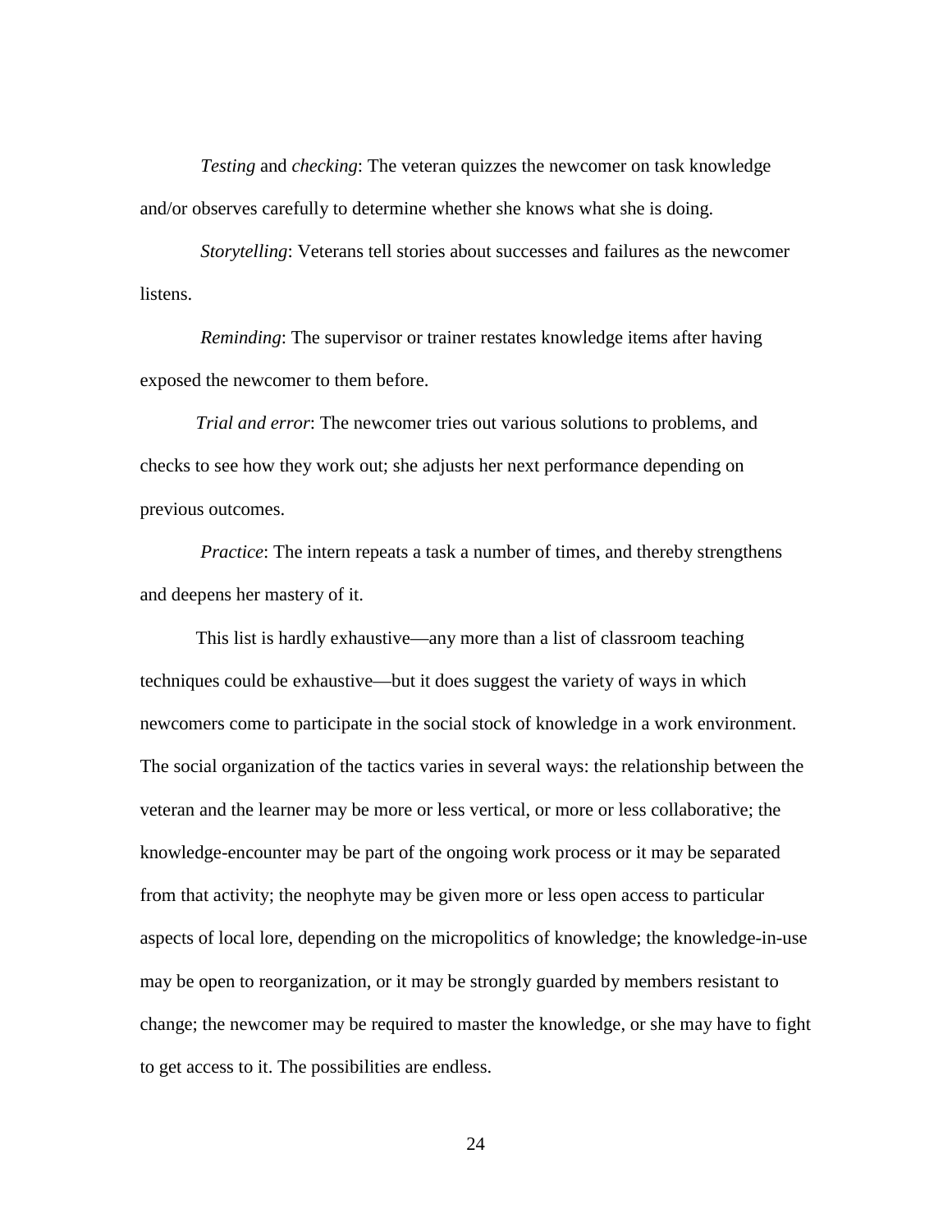*Testing* and *checking*: The veteran quizzes the newcomer on task knowledge and/or observes carefully to determine whether she knows what she is doing.

*Storytelling*: Veterans tell stories about successes and failures as the newcomer listens.

*Reminding*: The supervisor or trainer restates knowledge items after having exposed the newcomer to them before.

*Trial and error*: The newcomer tries out various solutions to problems, and checks to see how they work out; she adjusts her next performance depending on previous outcomes.

*Practice*: The intern repeats a task a number of times, and thereby strengthens and deepens her mastery of it.

This list is hardly exhaustive—any more than a list of classroom teaching techniques could be exhaustive—but it does suggest the variety of ways in which newcomers come to participate in the social stock of knowledge in a work environment. The social organization of the tactics varies in several ways: the relationship between the veteran and the learner may be more or less vertical, or more or less collaborative; the knowledge-encounter may be part of the ongoing work process or it may be separated from that activity; the neophyte may be given more or less open access to particular aspects of local lore, depending on the micropolitics of knowledge; the knowledge-in-use may be open to reorganization, or it may be strongly guarded by members resistant to change; the newcomer may be required to master the knowledge, or she may have to fight to get access to it. The possibilities are endless.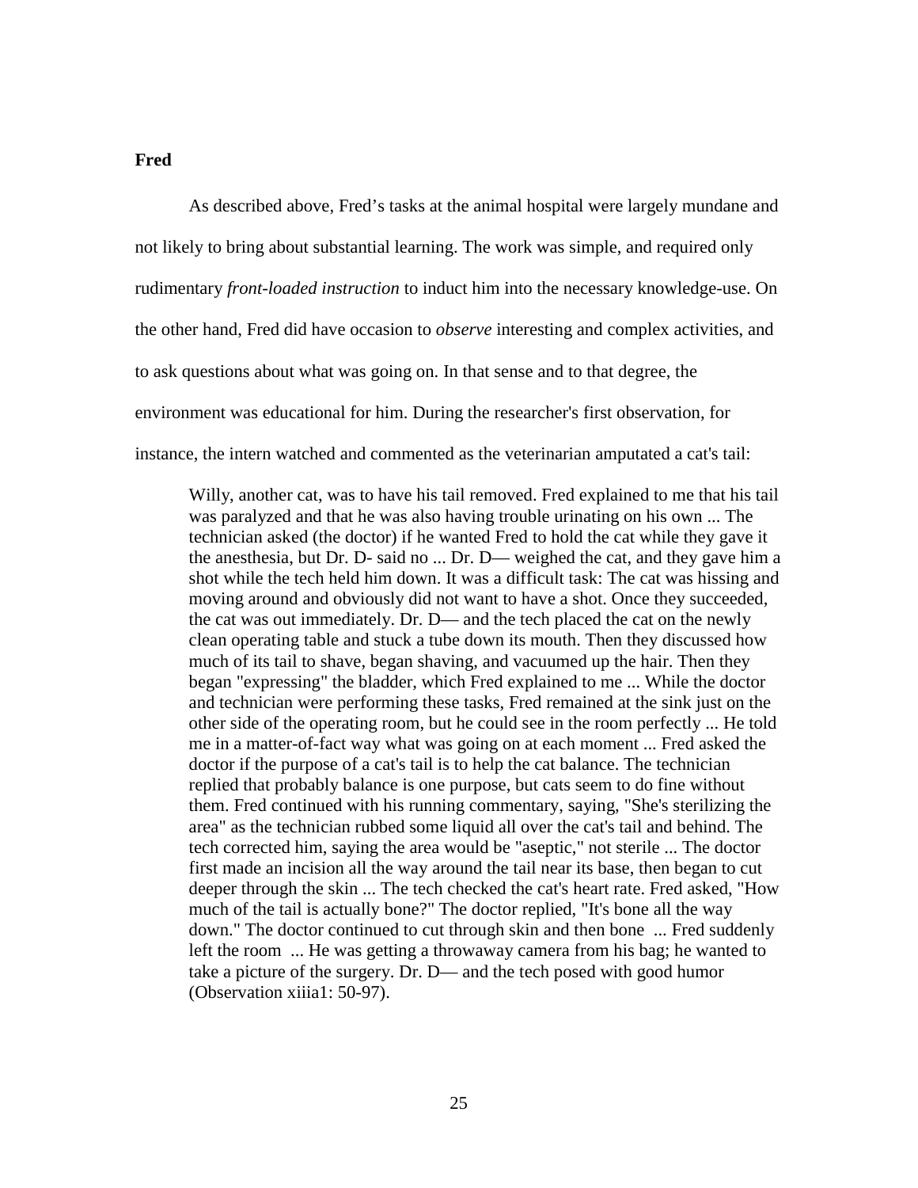**Fred**

As described above, Fred's tasks at the animal hospital were largely mundane and not likely to bring about substantial learning. The work was simple, and required only rudimentary *front-loaded instruction* to induct him into the necessary knowledge-use. On the other hand, Fred did have occasion to *observe* interesting and complex activities, and to ask questions about what was going on. In that sense and to that degree, the environment was educational for him. During the researcher's first observation, for instance, the intern watched and commented as the veterinarian amputated a cat's tail:

> Willy, another cat, was to have his tail removed. Fred explained to me that his tail was paralyzed and that he was also having trouble urinating on his own ... The technician asked (the doctor) if he wanted Fred to hold the cat while they gave it the anesthesia, but Dr. D- said no ... Dr. D— weighed the cat, and they gave him a shot while the tech held him down. It was a difficult task: The cat was hissing and moving around and obviously did not want to have a shot. Once they succeeded, the cat was out immediately. Dr. D— and the tech placed the cat on the newly clean operating table and stuck a tube down its mouth. Then they discussed how much of its tail to shave, began shaving, and vacuumed up the hair. Then they began "expressing" the bladder, which Fred explained to me ... While the doctor and technician were performing these tasks, Fred remained at the sink just on the other side of the operating room, but he could see in the room perfectly ... He told me in a matter-of-fact way what was going on at each moment ... Fred asked the doctor if the purpose of a cat's tail is to help the cat balance. The technician replied that probably balance is one purpose, but cats seem to do fine without them. Fred continued with his running commentary, saying, "She's sterilizing the area" as the technician rubbed some liquid all over the cat's tail and behind. The tech corrected him, saying the area would be "aseptic," not sterile ... The doctor first made an incision all the way around the tail near its base, then began to cut deeper through the skin ... The tech checked the cat's heart rate. Fred asked, "How much of the tail is actually bone?" The doctor replied, "It's bone all the way down." The doctor continued to cut through skin and then bone ... Fred suddenly left the room ... He was getting a throwaway camera from his bag; he wanted to take a picture of the surgery. Dr. D— and the tech posed with good humor (Observation xiiia1: 50-97).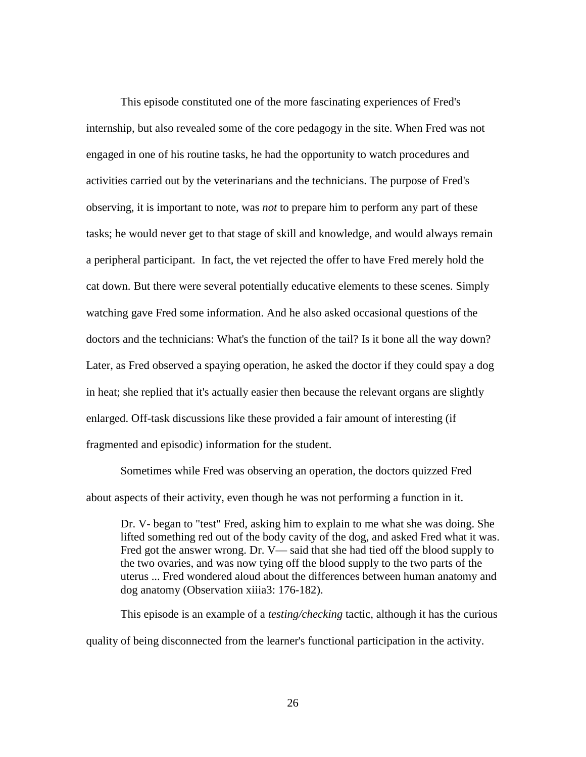This episode constituted one of the more fascinating experiences of Fred's internship, but also revealed some of the core pedagogy in the site. When Fred was not engaged in one of his routine tasks, he had the opportunity to watch procedures and activities carried out by the veterinarians and the technicians. The purpose of Fred's observing, it is important to note, was *not* to prepare him to perform any part of these tasks; he would never get to that stage of skill and knowledge, and would always remain a peripheral participant. In fact, the vet rejected the offer to have Fred merely hold the cat down. But there were several potentially educative elements to these scenes. Simply watching gave Fred some information. And he also asked occasional questions of the doctors and the technicians: What's the function of the tail? Is it bone all the way down? Later, as Fred observed a spaying operation, he asked the doctor if they could spay a dog in heat; she replied that it's actually easier then because the relevant organs are slightly enlarged. Off-task discussions like these provided a fair amount of interesting (if fragmented and episodic) information for the student.

Sometimes while Fred was observing an operation, the doctors quizzed Fred about aspects of their activity, even though he was not performing a function in it.

> Dr. V- began to "test" Fred, asking him to explain to me what she was doing. She lifted something red out of the body cavity of the dog, and asked Fred what it was. Fred got the answer wrong. Dr. V— said that she had tied off the blood supply to the two ovaries, and was now tying off the blood supply to the two parts of the uterus ... Fred wondered aloud about the differences between human anatomy and dog anatomy (Observation xiiia3: 176-182).

This episode is an example of a *testing/checking* tactic, although it has the curious quality of being disconnected from the learner's functional participation in the activity.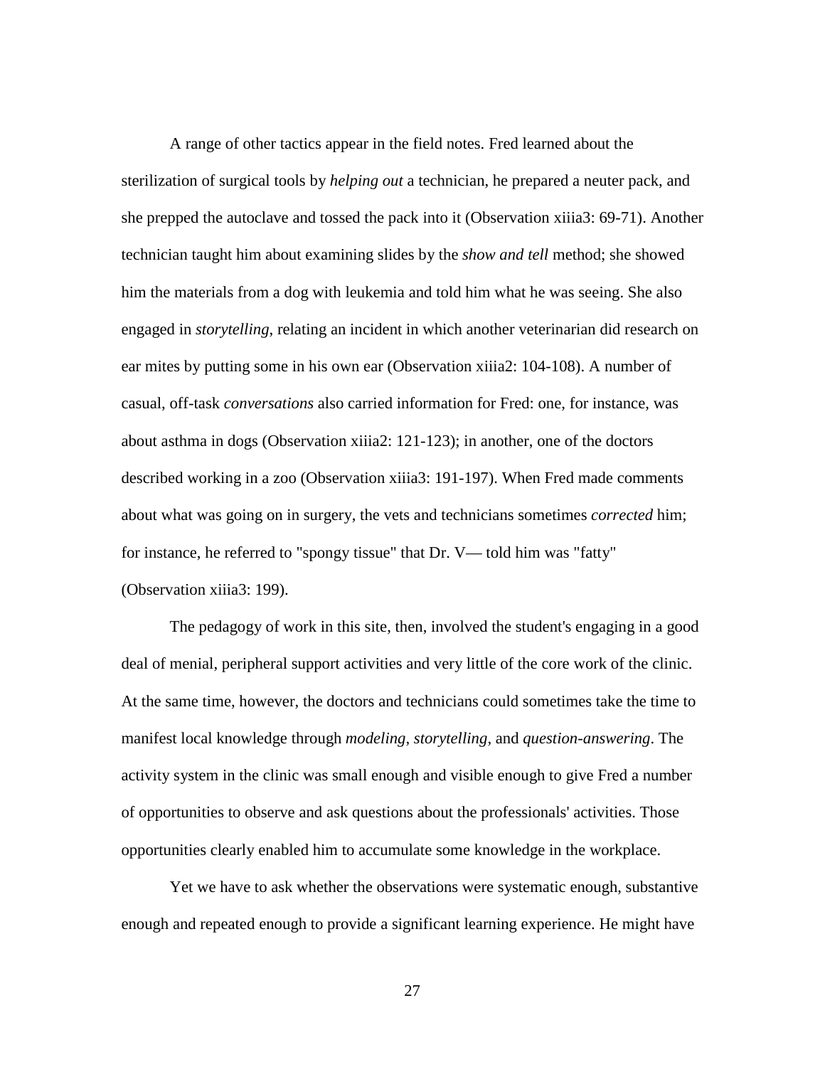A range of other tactics appear in the field notes. Fred learned about the sterilization of surgical tools by *helping out* a technician, he prepared a neuter pack, and she prepped the autoclave and tossed the pack into it (Observation xiiia3: 69-71). Another technician taught him about examining slides by the *show and tell* method; she showed him the materials from a dog with leukemia and told him what he was seeing. She also engaged in *storytelling*, relating an incident in which another veterinarian did research on ear mites by putting some in his own ear (Observation xiiia2: 104-108). A number of casual, off-task *conversations* also carried information for Fred: one, for instance, was about asthma in dogs (Observation xiiia2: 121-123); in another, one of the doctors described working in a zoo (Observation xiiia3: 191-197). When Fred made comments about what was going on in surgery, the vets and technicians sometimes *corrected* him; for instance, he referred to "spongy tissue" that Dr. V— told him was "fatty" (Observation xiiia3: 199).

The pedagogy of work in this site, then, involved the student's engaging in a good deal of menial, peripheral support activities and very little of the core work of the clinic. At the same time, however, the doctors and technicians could sometimes take the time to manifest local knowledge through *modeling*, *storytelling*, and *question-answering*. The activity system in the clinic was small enough and visible enough to give Fred a number of opportunities to observe and ask questions about the professionals' activities. Those opportunities clearly enabled him to accumulate some knowledge in the workplace.

Yet we have to ask whether the observations were systematic enough, substantive enough and repeated enough to provide a significant learning experience. He might have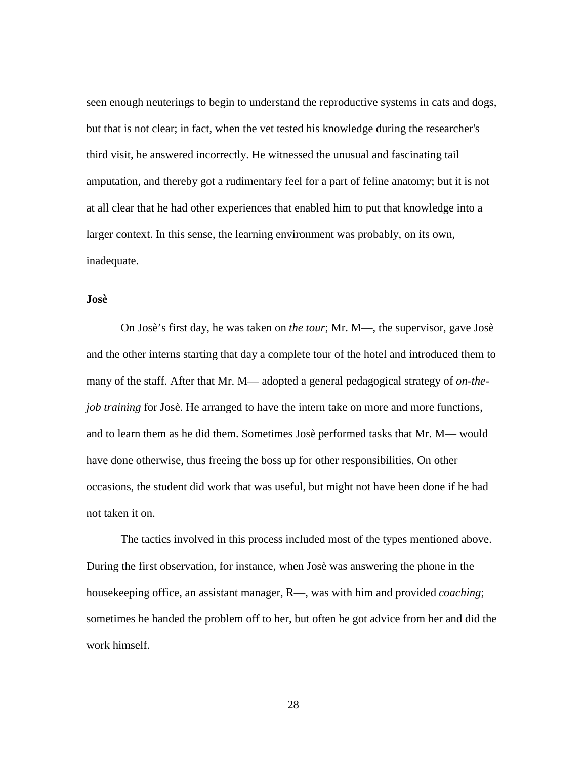seen enough neuterings to begin to understand the reproductive systems in cats and dogs, but that is not clear; in fact, when the vet tested his knowledge during the researcher's third visit, he answered incorrectly. He witnessed the unusual and fascinating tail amputation, and thereby got a rudimentary feel for a part of feline anatomy; but it is not at all clear that he had other experiences that enabled him to put that knowledge into a larger context. In this sense, the learning environment was probably, on its own, inadequate.

**Josè**

On Josè's first day, he was taken on *the tour*; Mr. M—, the supervisor, gave Josè and the other interns starting that day a complete tour of the hotel and introduced them to many of the staff. After that Mr. M— adopted a general pedagogical strategy of *on-the-job training* for Josè. He arranged to have the intern take on more and more functions, and to learn them as he did them. Sometimes Josè performed tasks that Mr. M— would have done otherwise, thus freeing the boss up for other responsibilities. On other occasions, the student did work that was useful, but might not have been done if he had not taken it on.

The tactics involved in this process included most of the types mentioned above. During the first observation, for instance, when Josè was answering the phone in the housekeeping office, an assistant manager, R—, was with him and provided *coaching*; sometimes he handed the problem off to her, but often he got advice from her and did the work himself.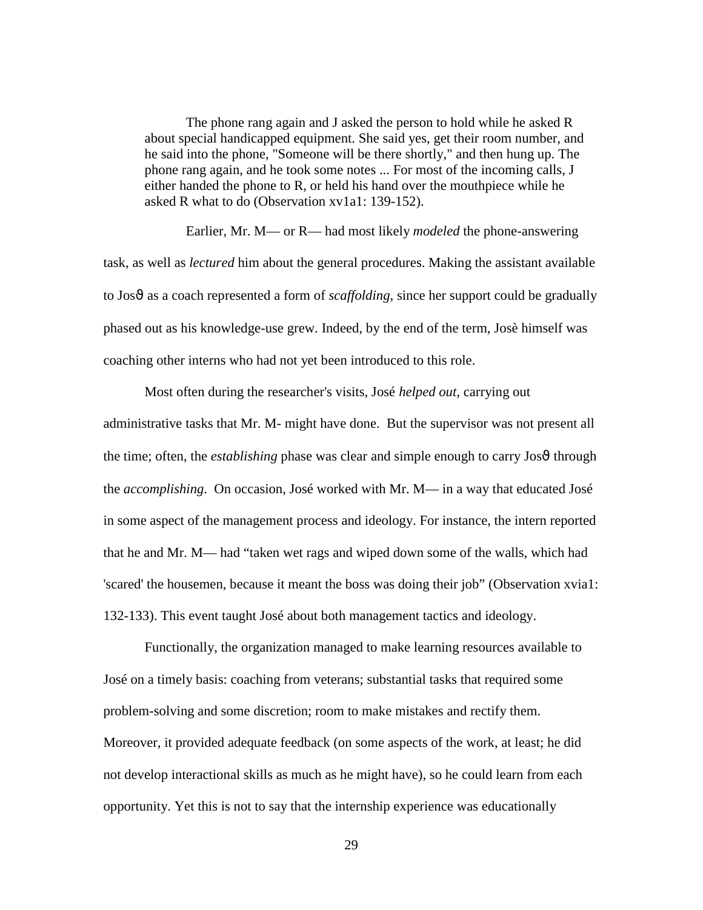> The phone rang again and J asked the person to hold while he asked R about special handicapped equipment. She said yes, get their room number, and he said into the phone, "Someone will be there shortly," and then hung up. The phone rang again, and he took some notes ... For most of the incoming calls, J either handed the phone to R, or held his hand over the mouthpiece while he asked R what to do (Observation xv1a1: 139-152).

Earlier, Mr. M— or R— had most likely *modeled* the phone-answering task, as well as *lectured* him about the general procedures. Making the assistant available to Josϑ as a coach represented a form of *scaffolding*, since her support could be gradually phased out as his knowledge-use grew. Indeed, by the end of the term, Josè himself was coaching other interns who had not yet been introduced to this role.

Most often during the researcher's visits, José *helped out*, carrying out administrative tasks that Mr. M- might have done. But the supervisor was not present all the time; often, the *establishing* phase was clear and simple enough to carry Josϑ through the *accomplishing*. On occasion, José worked with Mr. M— in a way that educated José in some aspect of the management process and ideology. For instance, the intern reported that he and Mr. M— had "taken wet rags and wiped down some of the walls, which had 'scared' the housemen, because it meant the boss was doing their job" (Observation xvia1: 132-133). This event taught José about both management tactics and ideology.

Functionally, the organization managed to make learning resources available to José on a timely basis: coaching from veterans; substantial tasks that required some problem-solving and some discretion; room to make mistakes and rectify them. Moreover, it provided adequate feedback (on some aspects of the work, at least; he did not develop interactional skills as much as he might have), so he could learn from each opportunity. Yet this is not to say that the internship experience was educationally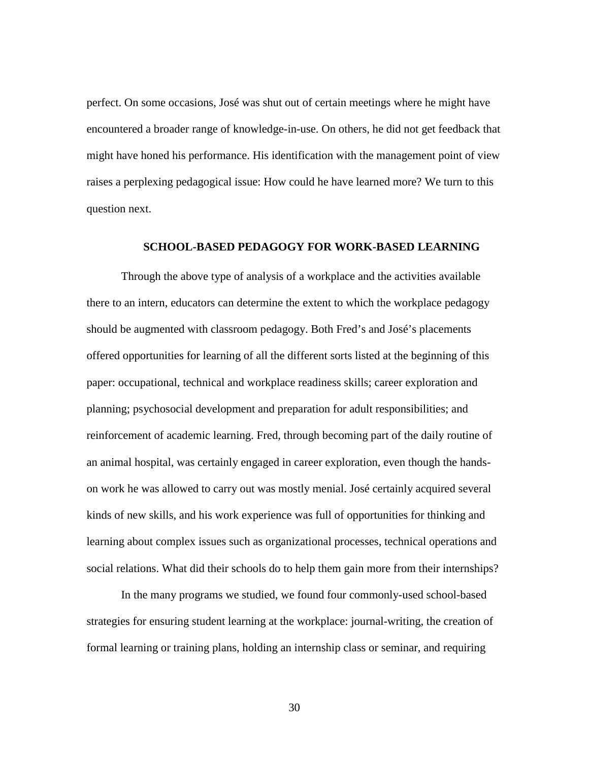perfect. On some occasions, José was shut out of certain meetings where he might have encountered a broader range of knowledge-in-use. On others, he did not get feedback that might have honed his performance. His identification with the management point of view raises a perplexing pedagogical issue: How could he have learned more? We turn to this question next.

## SCHOOL-BASED PEDAGOGY FOR WORK-BASED LEARNING

Through the above type of analysis of a workplace and the activities available there to an intern, educators can determine the extent to which the workplace pedagogy should be augmented with classroom pedagogy. Both Fred's and José's placements offered opportunities for learning of all the different sorts listed at the beginning of this paper: occupational, technical and workplace readiness skills; career exploration and planning; psychosocial development and preparation for adult responsibilities; and reinforcement of academic learning. Fred, through becoming part of the daily routine of an animal hospital, was certainly engaged in career exploration, even though the hands-on work he was allowed to carry out was mostly menial. José certainly acquired several kinds of new skills, and his work experience was full of opportunities for thinking and learning about complex issues such as organizational processes, technical operations and social relations. What did their schools do to help them gain more from their internships?

In the many programs we studied, we found four commonly-used school-based strategies for ensuring student learning at the workplace: journal-writing, the creation of formal learning or training plans, holding an internship class or seminar, and requiring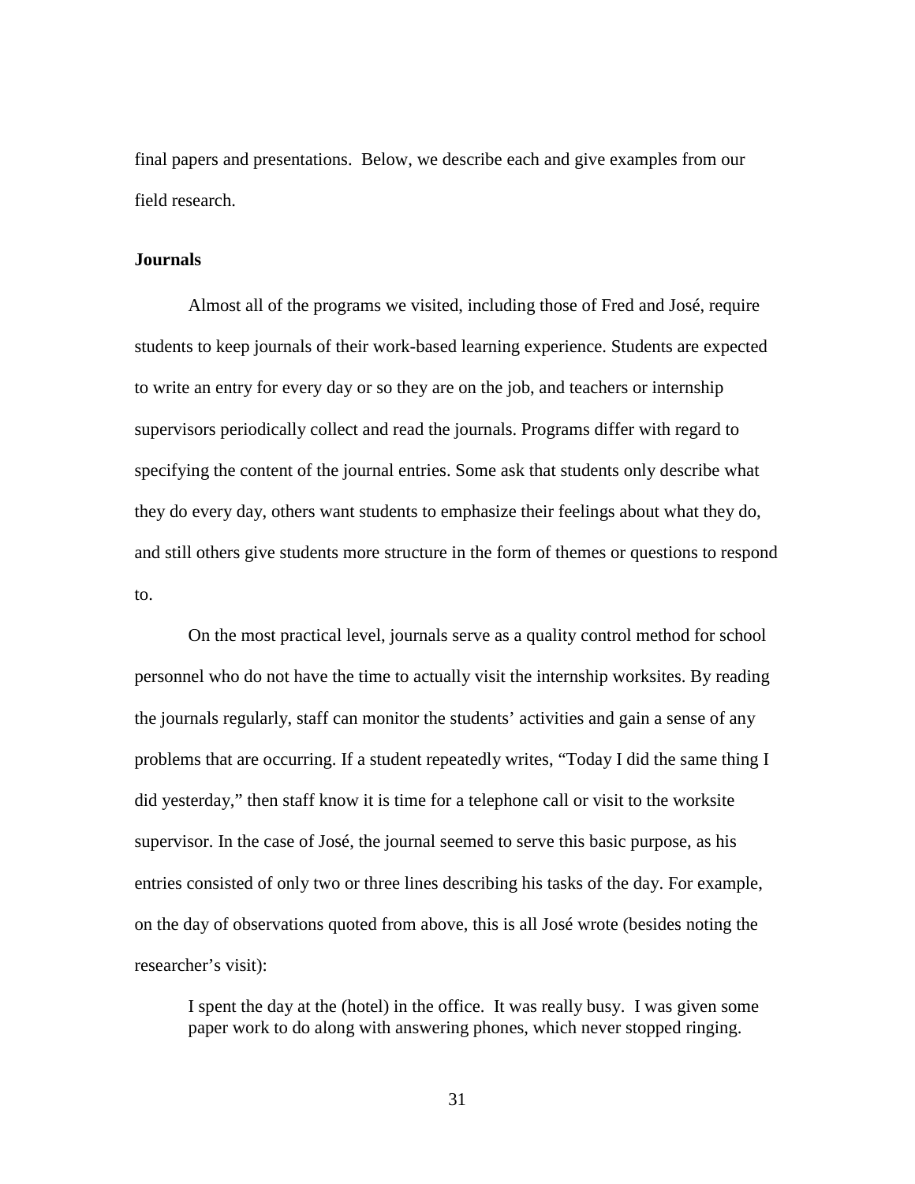final papers and presentations. Below, we describe each and give examples from our field research.

### Journals

Almost all of the programs we visited, including those of Fred and José, require students to keep journals of their work-based learning experience. Students are expected to write an entry for every day or so they are on the job, and teachers or internship supervisors periodically collect and read the journals. Programs differ with regard to specifying the content of the journal entries. Some ask that students only describe what they do every day, others want students to emphasize their feelings about what they do, and still others give students more structure in the form of themes or questions to respond to.

On the most practical level, journals serve as a quality control method for school personnel who do not have the time to actually visit the internship worksites. By reading the journals regularly, staff can monitor the students' activities and gain a sense of any problems that are occurring. If a student repeatedly writes, "Today I did the same thing I did yesterday," then staff know it is time for a telephone call or visit to the worksite supervisor. In the case of José, the journal seemed to serve this basic purpose, as his entries consisted of only two or three lines describing his tasks of the day. For example, on the day of observations quoted from above, this is all José wrote (besides noting the researcher's visit):

> I spent the day at the (hotel) in the office. It was really busy. I was given some paper work to do along with answering phones, which never stopped ringing.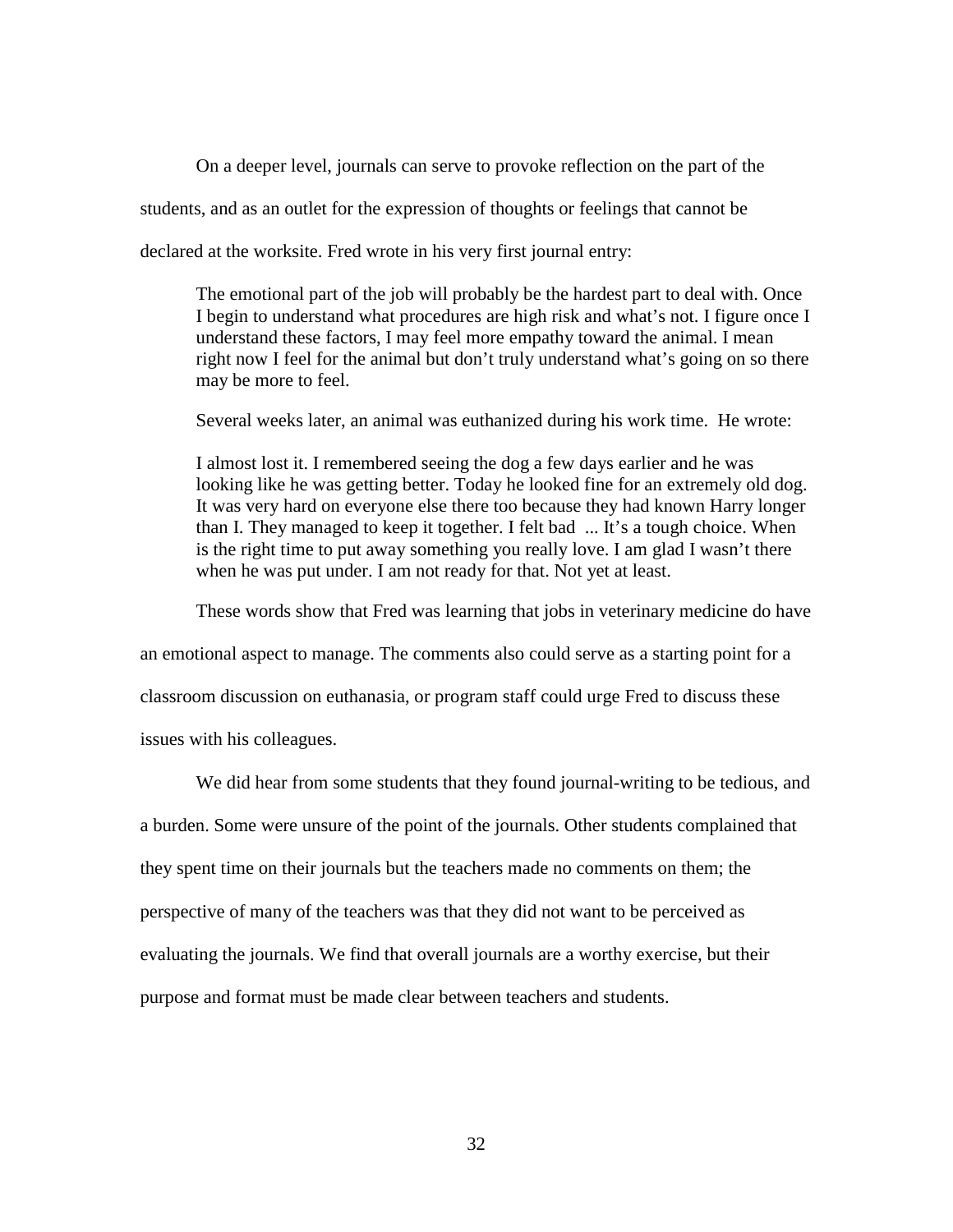On a deeper level, journals can serve to provoke reflection on the part of the students, and as an outlet for the expression of thoughts or feelings that cannot be declared at the worksite. Fred wrote in his very first journal entry:

> The emotional part of the job will probably be the hardest part to deal with. Once I begin to understand what procedures are high risk and what's not. I figure once I understand these factors, I may feel more empathy toward the animal. I mean right now I feel for the animal but don't truly understand what's going on so there may be more to feel.
>
> Several weeks later, an animal was euthanized during his work time. He wrote:
>
> I almost lost it. I remembered seeing the dog a few days earlier and he was looking like he was getting better. Today he looked fine for an extremely old dog. It was very hard on everyone else there too because they had known Harry longer than I. They managed to keep it together. I felt bad ... It's a tough choice. When is the right time to put away something you really love. I am glad I wasn't there when he was put under. I am not ready for that. Not yet at least.

These words show that Fred was learning that jobs in veterinary medicine do have an emotional aspect to manage. The comments also could serve as a starting point for a classroom discussion on euthanasia, or program staff could urge Fred to discuss these issues with his colleagues.

We did hear from some students that they found journal-writing to be tedious, and a burden. Some were unsure of the point of the journals. Other students complained that they spent time on their journals but the teachers made no comments on them; the perspective of many of the teachers was that they did not want to be perceived as evaluating the journals. We find that overall journals are a worthy exercise, but their purpose and format must be made clear between teachers and students.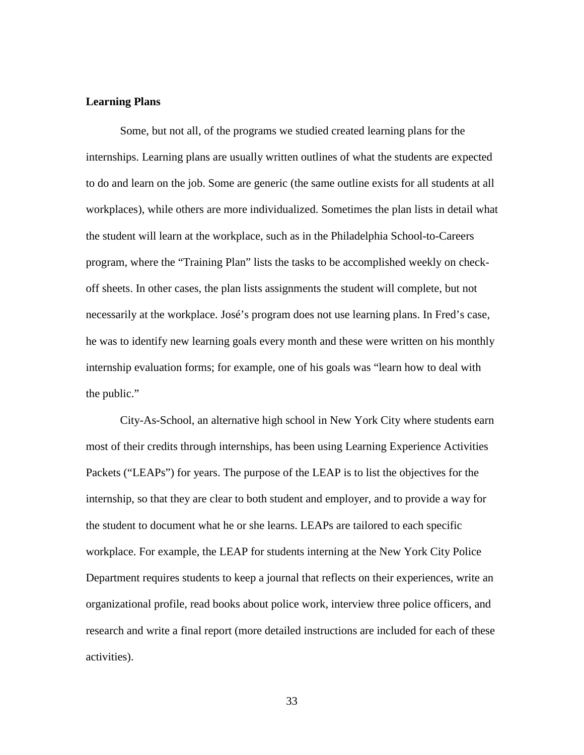**Learning Plans**

Some, but not all, of the programs we studied created learning plans for the internships. Learning plans are usually written outlines of what the students are expected to do and learn on the job. Some are generic (the same outline exists for all students at all workplaces), while others are more individualized. Sometimes the plan lists in detail what the student will learn at the workplace, such as in the Philadelphia School-to-Careers program, where the "Training Plan" lists the tasks to be accomplished weekly on check-off sheets. In other cases, the plan lists assignments the student will complete, but not necessarily at the workplace. José's program does not use learning plans. In Fred's case, he was to identify new learning goals every month and these were written on his monthly internship evaluation forms; for example, one of his goals was "learn how to deal with the public."

City-As-School, an alternative high school in New York City where students earn most of their credits through internships, has been using Learning Experience Activities Packets ("LEAPs") for years. The purpose of the LEAP is to list the objectives for the internship, so that they are clear to both student and employer, and to provide a way for the student to document what he or she learns. LEAPs are tailored to each specific workplace. For example, the LEAP for students interning at the New York City Police Department requires students to keep a journal that reflects on their experiences, write an organizational profile, read books about police work, interview three police officers, and research and write a final report (more detailed instructions are included for each of these activities).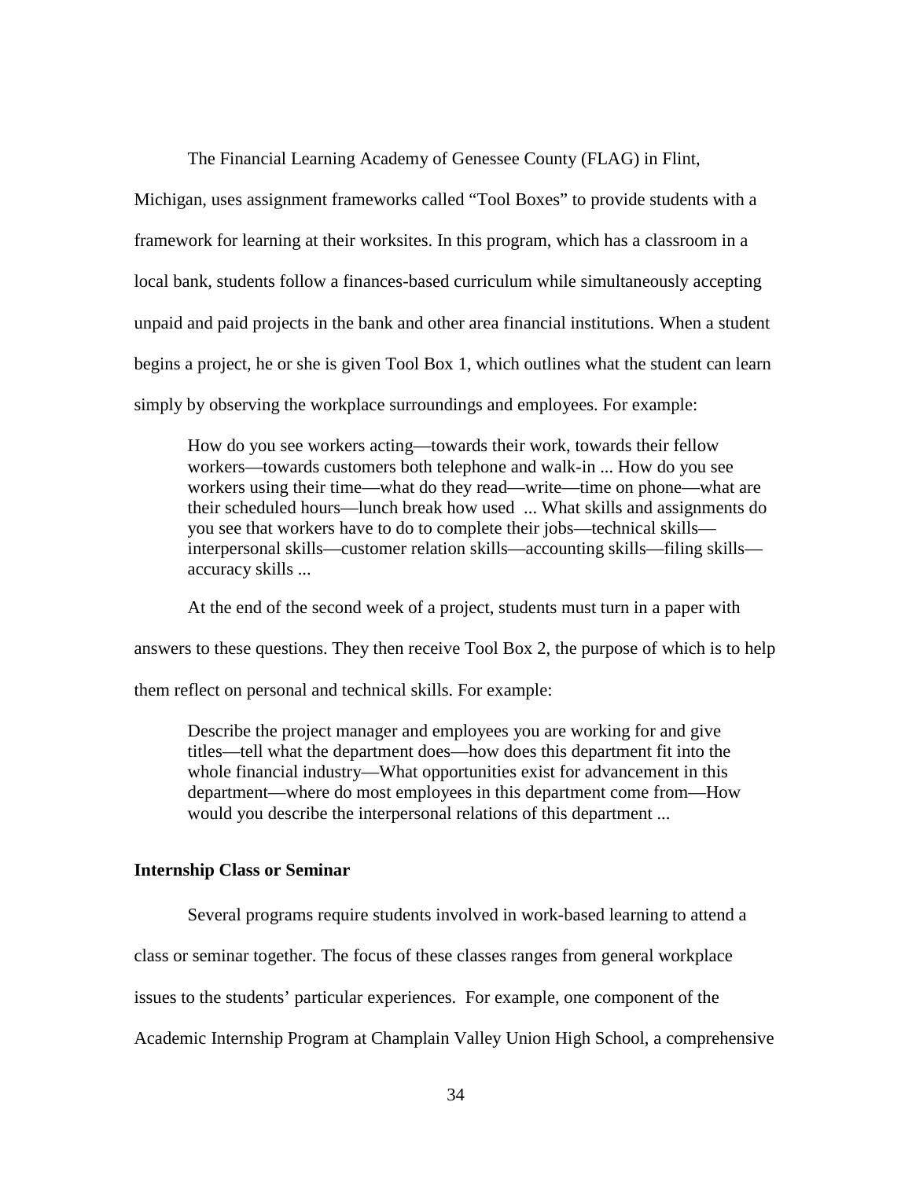The Financial Learning Academy of Genessee County (FLAG) in Flint, Michigan, uses assignment frameworks called "Tool Boxes" to provide students with a framework for learning at their worksites. In this program, which has a classroom in a local bank, students follow a finances-based curriculum while simultaneously accepting unpaid and paid projects in the bank and other area financial institutions. When a student begins a project, he or she is given Tool Box 1, which outlines what the student can learn simply by observing the workplace surroundings and employees. For example:

> How do you see workers acting—towards their work, towards their fellow workers—towards customers both telephone and walk-in ... How do you see workers using their time—what do they read—write—time on phone—what are their scheduled hours—lunch break how used ... What skills and assignments do you see that workers have to do to complete their jobs—technical skills—interpersonal skills—customer relation skills—accounting skills—filing skills—accuracy skills ...

At the end of the second week of a project, students must turn in a paper with answers to these questions. They then receive Tool Box 2, the purpose of which is to help them reflect on personal and technical skills. For example:

> Describe the project manager and employees you are working for and give titles—tell what the department does—how does this department fit into the whole financial industry—What opportunities exist for advancement in this department—where do most employees in this department come from—How would you describe the interpersonal relations of this department ...

**Internship Class or Seminar**

Several programs require students involved in work-based learning to attend a class or seminar together. The focus of these classes ranges from general workplace issues to the students' particular experiences. For example, one component of the Academic Internship Program at Champlain Valley Union High School, a comprehensive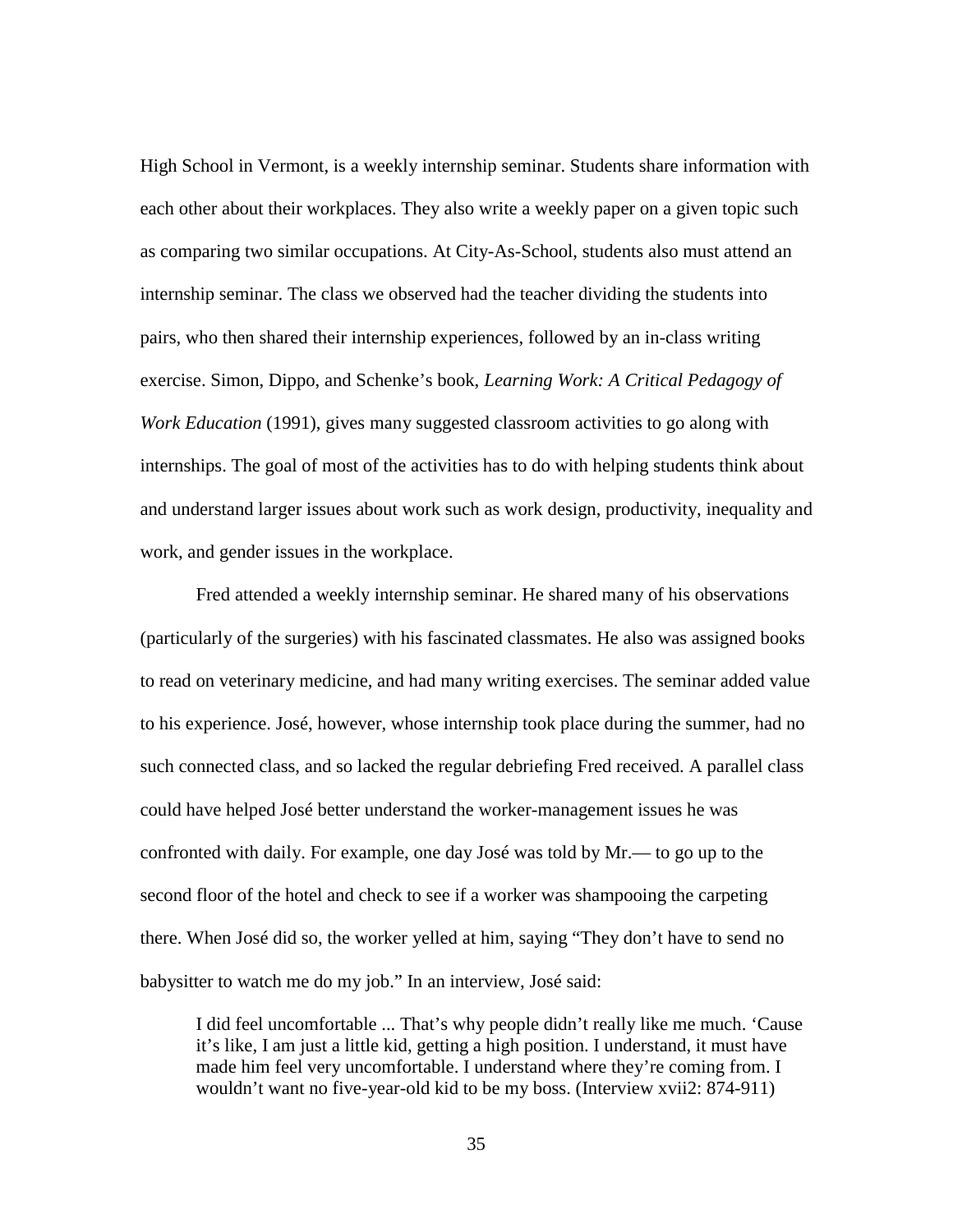High School in Vermont, is a weekly internship seminar. Students share information with each other about their workplaces. They also write a weekly paper on a given topic such as comparing two similar occupations. At City-As-School, students also must attend an internship seminar. The class we observed had the teacher dividing the students into pairs, who then shared their internship experiences, followed by an in-class writing exercise. Simon, Dippo, and Schenke's book, *Learning Work: A Critical Pedagogy of Work Education* (1991), gives many suggested classroom activities to go along with internships. The goal of most of the activities has to do with helping students think about and understand larger issues about work such as work design, productivity, inequality and work, and gender issues in the workplace.

Fred attended a weekly internship seminar. He shared many of his observations (particularly of the surgeries) with his fascinated classmates. He also was assigned books to read on veterinary medicine, and had many writing exercises. The seminar added value to his experience. José, however, whose internship took place during the summer, had no such connected class, and so lacked the regular debriefing Fred received. A parallel class could have helped José better understand the worker-management issues he was confronted with daily. For example, one day José was told by Mr.— to go up to the second floor of the hotel and check to see if a worker was shampooing the carpeting there. When José did so, the worker yelled at him, saying "They don't have to send no babysitter to watch me do my job." In an interview, José said:

> I did feel uncomfortable ... That's why people didn't really like me much. 'Cause it's like, I am just a little kid, getting a high position. I understand, it must have made him feel very uncomfortable. I understand where they're coming from. I wouldn't want no five-year-old kid to be my boss. (Interview xvii2: 874-911)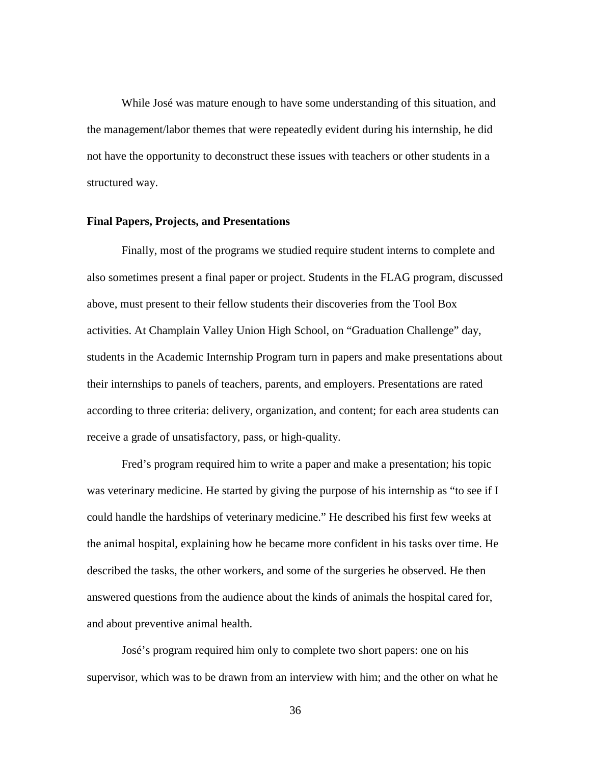While José was mature enough to have some understanding of this situation, and the management/labor themes that were repeatedly evident during his internship, he did not have the opportunity to deconstruct these issues with teachers or other students in a structured way.

**Final Papers, Projects, and Presentations**

Finally, most of the programs we studied require student interns to complete and also sometimes present a final paper or project. Students in the FLAG program, discussed above, must present to their fellow students their discoveries from the Tool Box activities. At Champlain Valley Union High School, on "Graduation Challenge" day, students in the Academic Internship Program turn in papers and make presentations about their internships to panels of teachers, parents, and employers. Presentations are rated according to three criteria: delivery, organization, and content; for each area students can receive a grade of unsatisfactory, pass, or high-quality.

Fred's program required him to write a paper and make a presentation; his topic was veterinary medicine. He started by giving the purpose of his internship as "to see if I could handle the hardships of veterinary medicine." He described his first few weeks at the animal hospital, explaining how he became more confident in his tasks over time. He described the tasks, the other workers, and some of the surgeries he observed. He then answered questions from the audience about the kinds of animals the hospital cared for, and about preventive animal health.

José's program required him only to complete two short papers: one on his supervisor, which was to be drawn from an interview with him; and the other on what he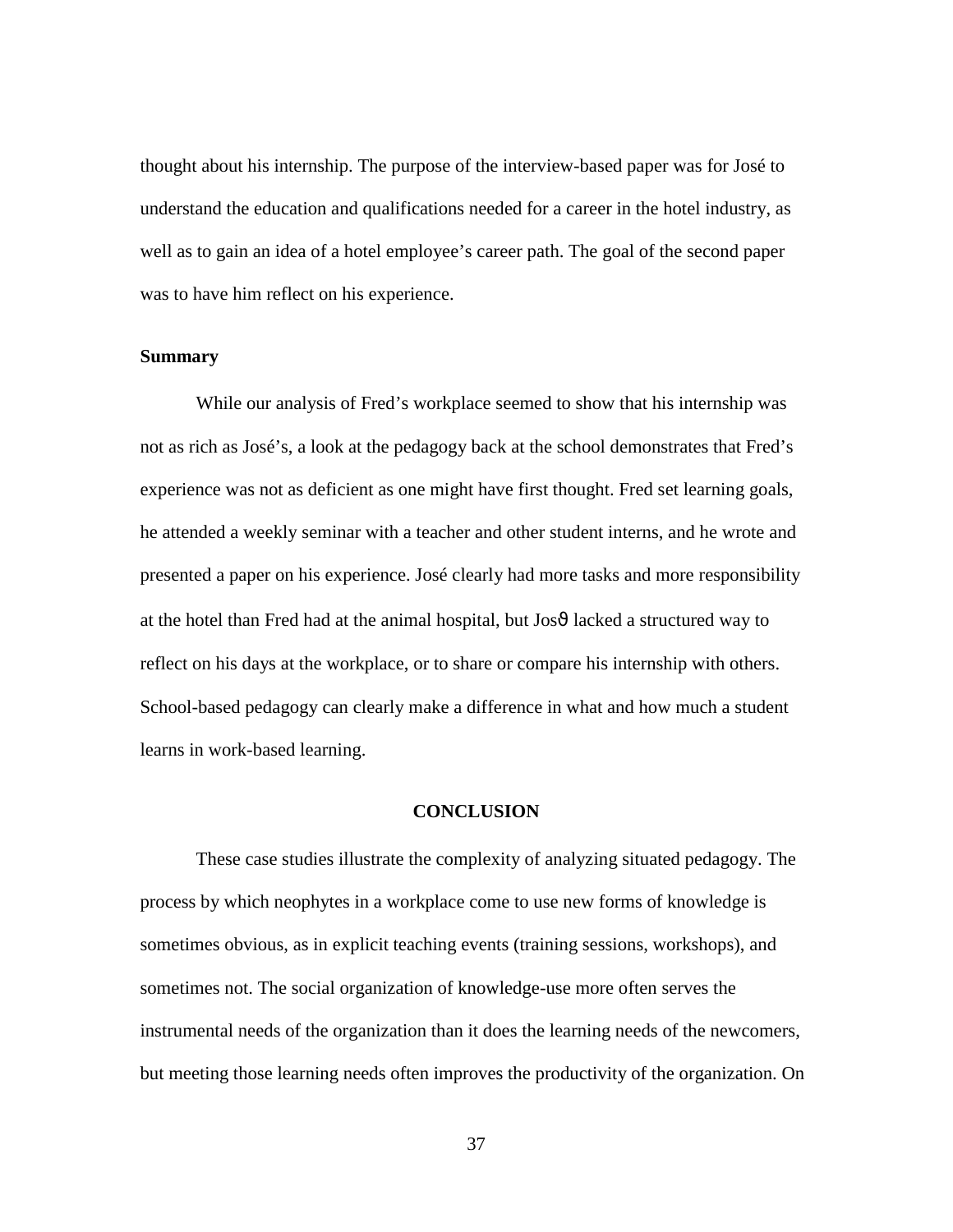thought about his internship. The purpose of the interview-based paper was for José to understand the education and qualifications needed for a career in the hotel industry, as well as to gain an idea of a hotel employee's career path. The goal of the second paper was to have him reflect on his experience.

### Summary

While our analysis of Fred's workplace seemed to show that his internship was not as rich as José's, a look at the pedagogy back at the school demonstrates that Fred's experience was not as deficient as one might have first thought. Fred set learning goals, he attended a weekly seminar with a teacher and other student interns, and he wrote and presented a paper on his experience. José clearly had more tasks and more responsibility at the hotel than Fred had at the animal hospital, but Josϑ lacked a structured way to reflect on his days at the workplace, or to share or compare his internship with others. School-based pedagogy can clearly make a difference in what and how much a student learns in work-based learning.

## CONCLUSION

These case studies illustrate the complexity of analyzing situated pedagogy. The process by which neophytes in a workplace come to use new forms of knowledge is sometimes obvious, as in explicit teaching events (training sessions, workshops), and sometimes not. The social organization of knowledge-use more often serves the instrumental needs of the organization than it does the learning needs of the newcomers, but meeting those learning needs often improves the productivity of the organization. On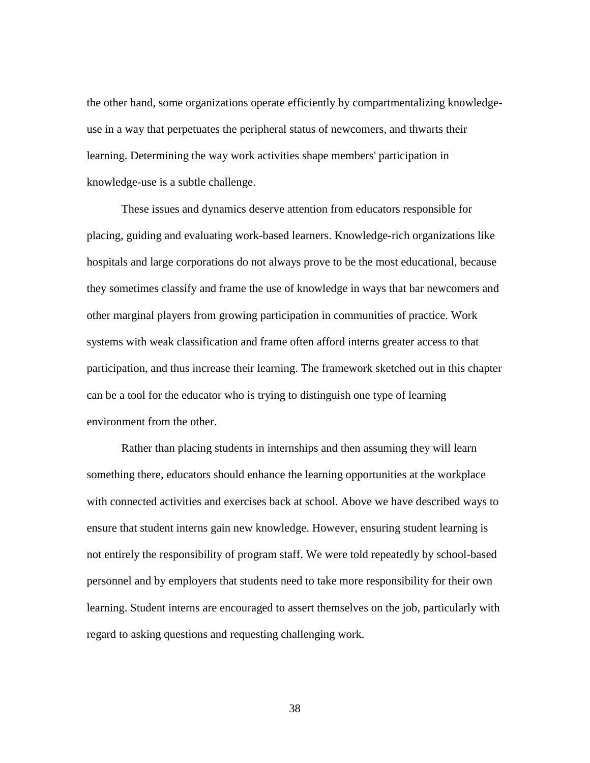the other hand, some organizations operate efficiently by compartmentalizing knowledge-use in a way that perpetuates the peripheral status of newcomers, and thwarts their learning. Determining the way work activities shape members' participation in knowledge-use is a subtle challenge.

These issues and dynamics deserve attention from educators responsible for placing, guiding and evaluating work-based learners. Knowledge-rich organizations like hospitals and large corporations do not always prove to be the most educational, because they sometimes classify and frame the use of knowledge in ways that bar newcomers and other marginal players from growing participation in communities of practice. Work systems with weak classification and frame often afford interns greater access to that participation, and thus increase their learning. The framework sketched out in this chapter can be a tool for the educator who is trying to distinguish one type of learning environment from the other.

Rather than placing students in internships and then assuming they will learn something there, educators should enhance the learning opportunities at the workplace with connected activities and exercises back at school. Above we have described ways to ensure that student interns gain new knowledge. However, ensuring student learning is not entirely the responsibility of program staff. We were told repeatedly by school-based personnel and by employers that students need to take more responsibility for their own learning. Student interns are encouraged to assert themselves on the job, particularly with regard to asking questions and requesting challenging work.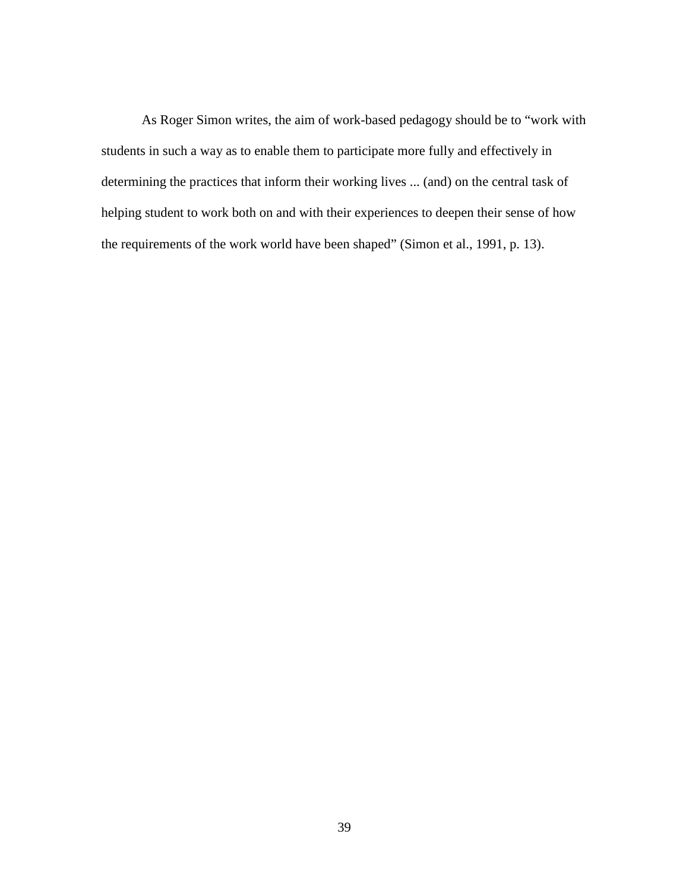As Roger Simon writes, the aim of work-based pedagogy should be to "work with students in such a way as to enable them to participate more fully and effectively in determining the practices that inform their working lives ... (and) on the central task of helping student to work both on and with their experiences to deepen their sense of how the requirements of the work world have been shaped" (Simon et al., 1991, p. 13).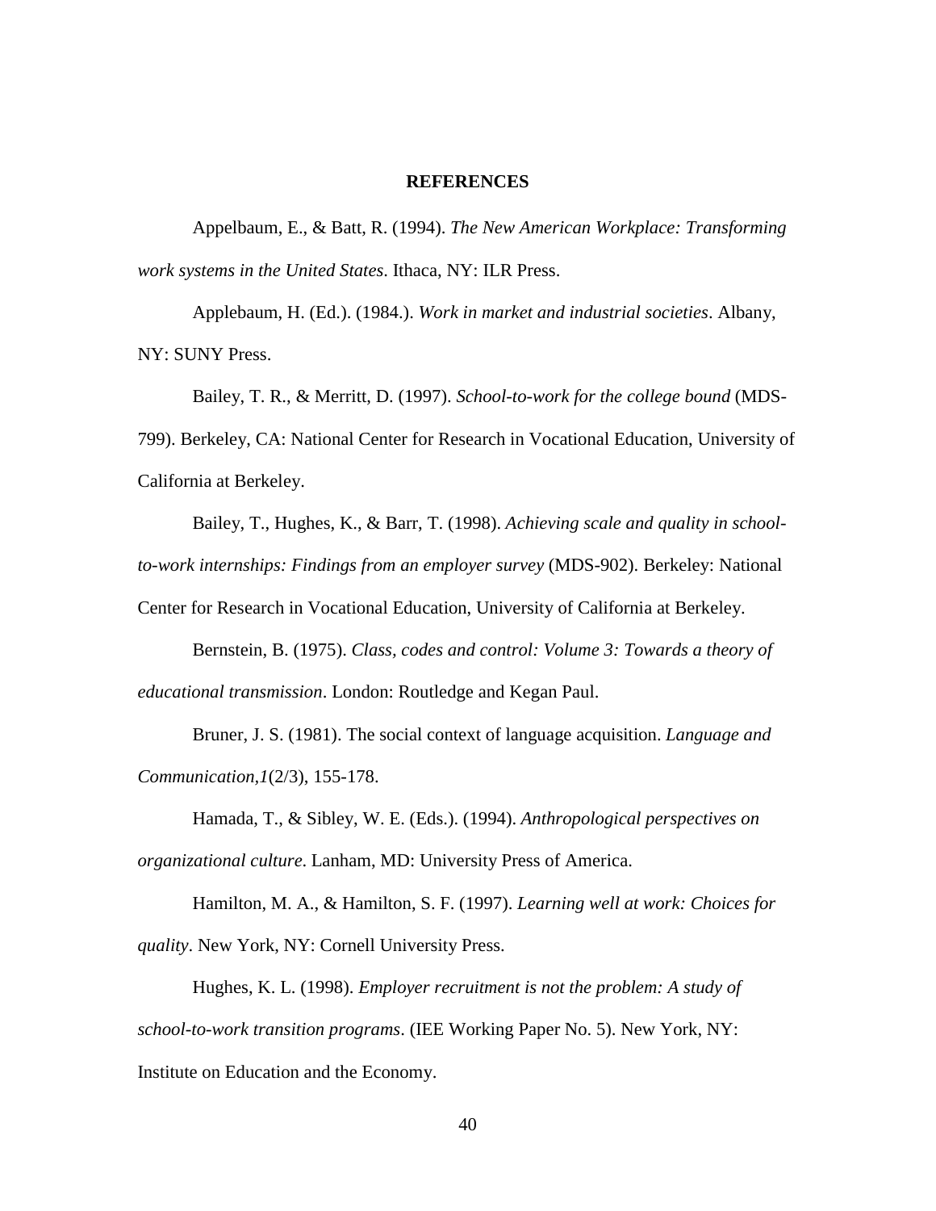## REFERENCES

Appelbaum, E., & Batt, R. (1994). *The New American Workplace: Transforming work systems in the United States*. Ithaca, NY: ILR Press.

Applebaum, H. (Ed.). (1984.). *Work in market and industrial societies*. Albany, NY: SUNY Press.

Bailey, T. R., & Merritt, D. (1997). *School-to-work for the college bound* (MDS-799). Berkeley, CA: National Center for Research in Vocational Education, University of California at Berkeley.

Bailey, T., Hughes, K., & Barr, T. (1998). *Achieving scale and quality in school-to-work internships: Findings from an employer survey* (MDS-902). Berkeley: National Center for Research in Vocational Education, University of California at Berkeley.

Bernstein, B. (1975). *Class, codes and control: Volume 3: Towards a theory of educational transmission*. London: Routledge and Kegan Paul.

Bruner, J. S. (1981). The social context of language acquisition. *Language and Communication,1*(2/3), 155-178.

Hamada, T., & Sibley, W. E. (Eds.). (1994). *Anthropological perspectives on organizational culture*. Lanham, MD: University Press of America.

Hamilton, M. A., & Hamilton, S. F. (1997). *Learning well at work: Choices for quality*. New York, NY: Cornell University Press.

Hughes, K. L. (1998). *Employer recruitment is not the problem: A study of school-to-work transition programs*. (IEE Working Paper No. 5). New York, NY: Institute on Education and the Economy.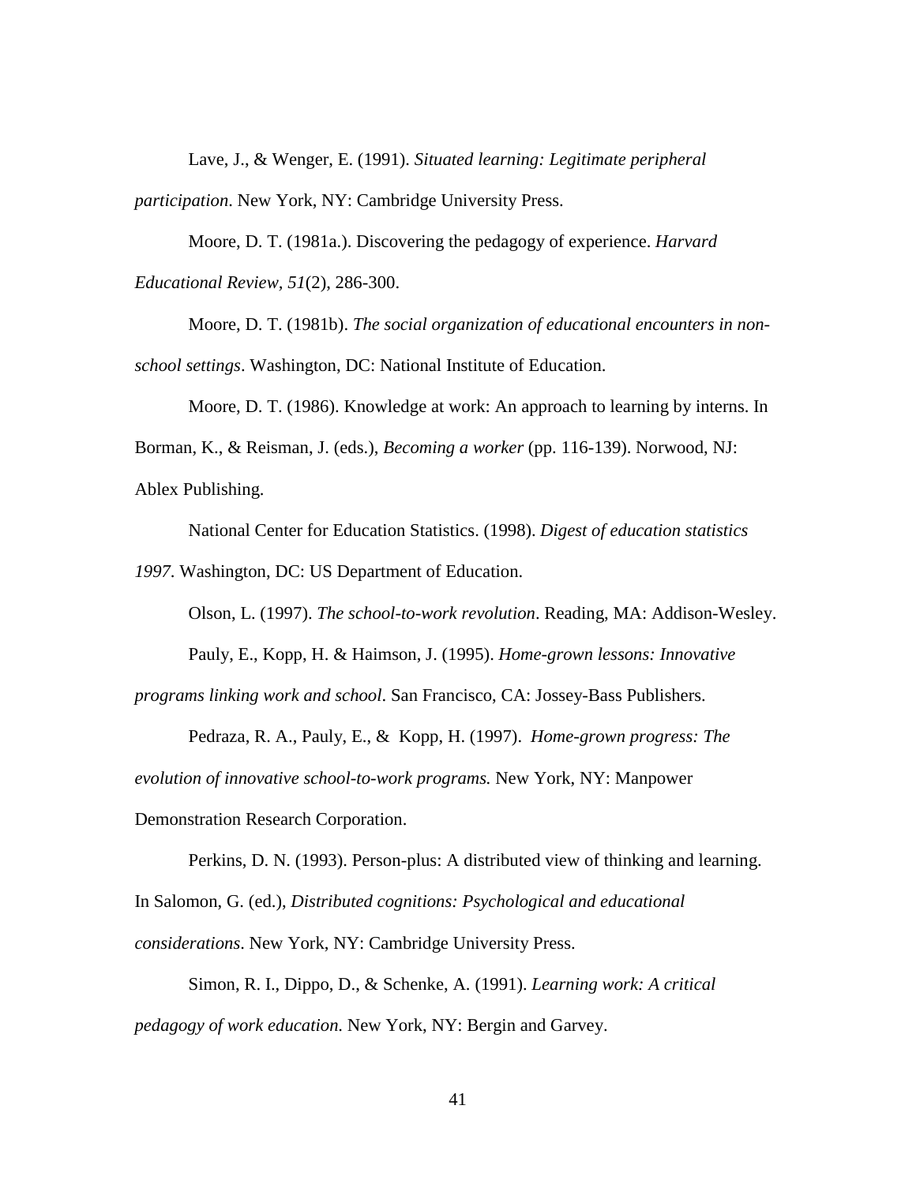Lave, J., & Wenger, E. (1991). *Situated learning: Legitimate peripheral participation*. New York, NY: Cambridge University Press.

Moore, D. T. (1981a.). Discovering the pedagogy of experience. *Harvard Educational Review, 51*(2), 286-300.

Moore, D. T. (1981b). *The social organization of educational encounters in non-school settings*. Washington, DC: National Institute of Education.

Moore, D. T. (1986). Knowledge at work: An approach to learning by interns. In Borman, K., & Reisman, J. (eds.), *Becoming a worker* (pp. 116-139). Norwood, NJ: Ablex Publishing.

National Center for Education Statistics. (1998). *Digest of education statistics 1997*. Washington, DC: US Department of Education.

Olson, L. (1997). *The school-to-work revolution*. Reading, MA: Addison-Wesley.

Pauly, E., Kopp, H. & Haimson, J. (1995). *Home-grown lessons: Innovative programs linking work and school*. San Francisco, CA: Jossey-Bass Publishers.

Pedraza, R. A., Pauly, E., & Kopp, H. (1997). *Home-grown progress: The evolution of innovative school-to-work programs.* New York, NY: Manpower Demonstration Research Corporation.

Perkins, D. N. (1993). Person-plus: A distributed view of thinking and learning. In Salomon, G. (ed.), *Distributed cognitions: Psychological and educational considerations*. New York, NY: Cambridge University Press.

Simon, R. I., Dippo, D., & Schenke, A. (1991). *Learning work: A critical pedagogy of work education.* New York, NY: Bergin and Garvey.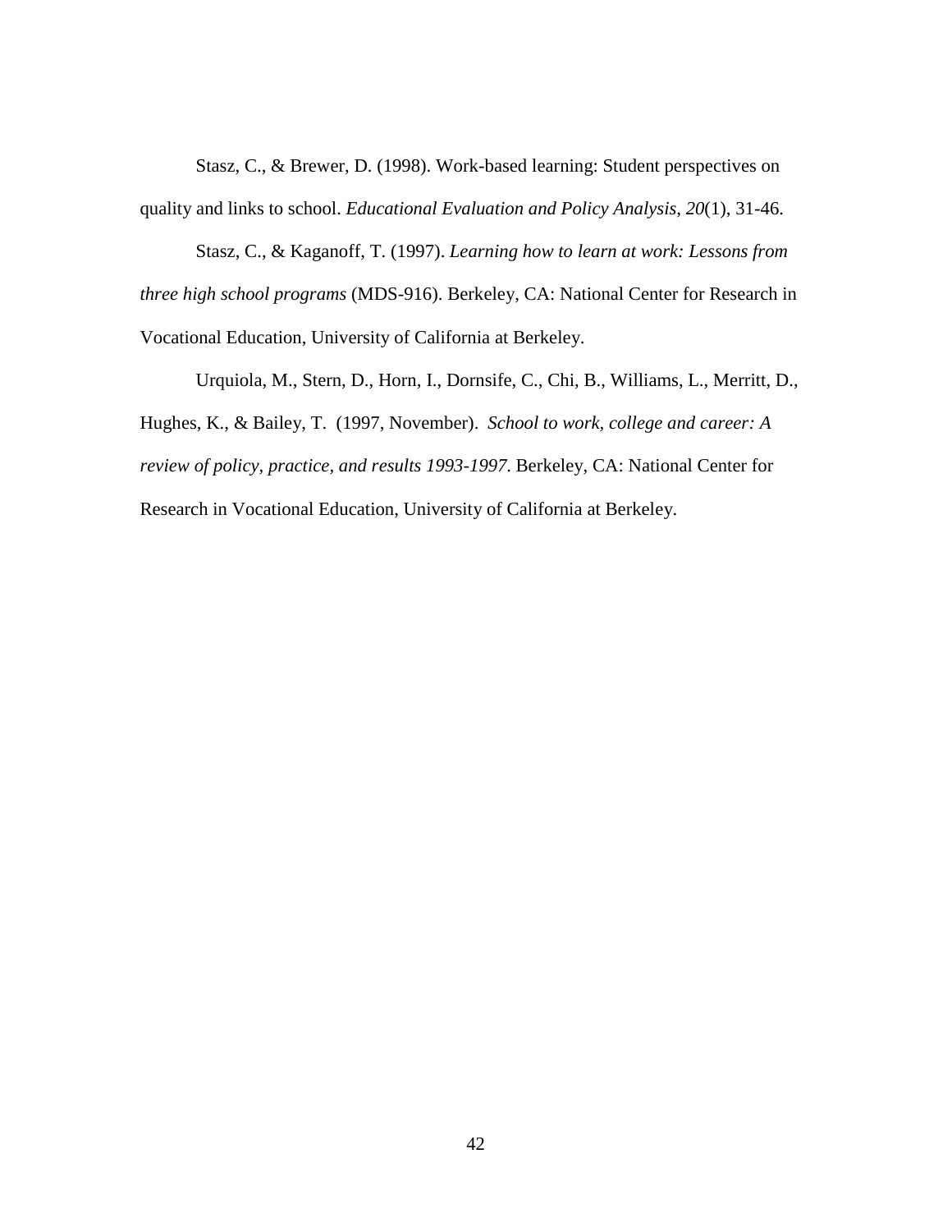Stasz, C., & Brewer, D. (1998). Work-based learning: Student perspectives on quality and links to school. *Educational Evaluation and Policy Analysis, 20*(1), 31-46.

Stasz, C., & Kaganoff, T. (1997). *Learning how to learn at work: Lessons from three high school programs* (MDS-916). Berkeley, CA: National Center for Research in Vocational Education, University of California at Berkeley.

Urquiola, M., Stern, D., Horn, I., Dornsife, C., Chi, B., Williams, L., Merritt, D., Hughes, K., & Bailey, T. (1997, November). *School to work, college and career: A review of policy, practice, and results 1993-1997*. Berkeley, CA: National Center for Research in Vocational Education, University of California at Berkeley.